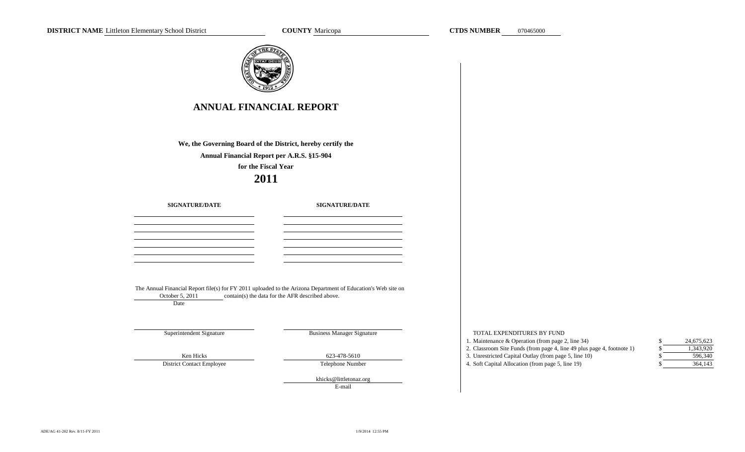**DISTRICT NAME** Littleton Elementary School District **COUNTY** Maricopa **CTDS NUMBER** 070465000

# ANNUAL FINANCIAL REPORT

**We, the Governing Board of the District, hereby certify the**

**Annual Financial Report per A.R.S. §15-904**

**for the Fiscal Year**

## 2011

| SIGNATURE/DATE | SIGNATURE/DATE |
| --- | --- |
| | |
| | |
| | |
| | |
| | |
| | |

The Annual Financial Report file(s) for FY 2011 uploaded to the Arizona Department of Education's Web site on October 5, 2011 contain(s) the data for the AFR described above.

Date

| | |
| --- | --- |
| Superintendent Signature | Business Manager Signature |
| Ken Hicks | 623-478-5610 |
| District Contact Employee | Telephone Number |
| | khicks@littletonaz.org |
| | E-mail |

TOTAL EXPENDITURES BY FUND

| | | |
| --- | --- | --- |
| 1. Maintenance & Operation (from page 2, line 34) | $ | 24,675,623 |
| 2. Classroom Site Funds (from page 4, line 49 plus page 4, footnote 1) | $ | 1,343,920 |
| 3. Unrestricted Capital Outlay (from page 5, line 10) | $ | 596,340 |
| 4. Soft Capital Allocation (from page 5, line 19) | $ | 364,143 |

ADE/AG 41-202 Rev. 8/11-FY 2011

1/9/2014 12:55 PM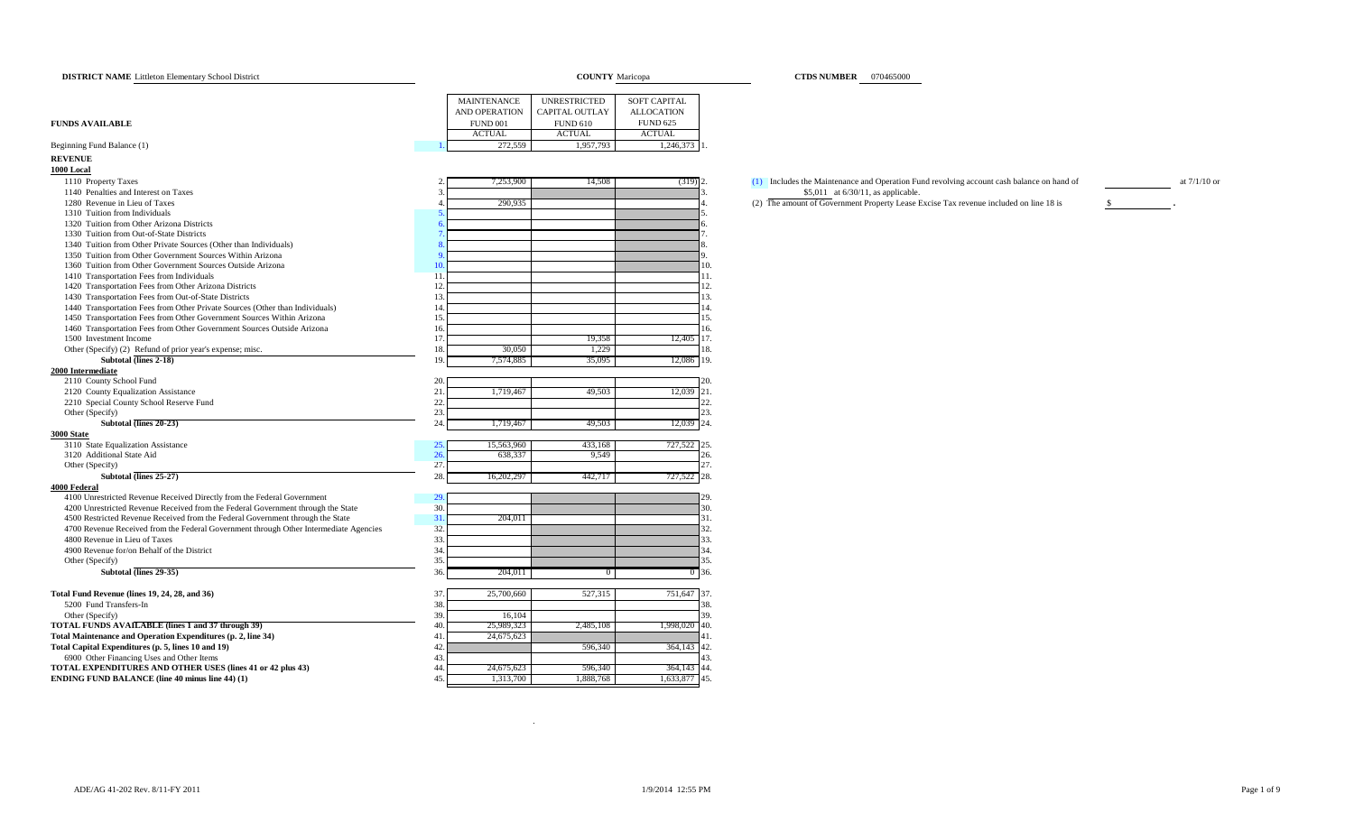**DISTRICT NAME** Littleton Elementary School District **COUNTY** Maricopa **CTDS NUMBER** 070465000

| **FUNDS AVAILABLE** | | MAINTENANCE AND OPERATION FUND 001 ACTUAL | UNRESTRICTED CAPITAL OUTLAY FUND 610 ACTUAL | SOFT CAPITAL ALLOCATION FUND 625 ACTUAL | |
|---|---|---|---|---|---|
| Beginning Fund Balance (1) | 1. | 272,559 | 1,957,793 | 1,246,373 | 1. |
| **REVENUE** | | | | | |
| **1000 Local** | | | | | |
| 1110 Property Taxes | 2. | 7,253,900 | 14,508 | (319) | 2. |
| 1140 Penalties and Interest on Taxes | 3. | | | | 3. |
| 1280 Revenue in Lieu of Taxes | 4. | 290,935 | | | 4. |
| 1310 Tuition from Individuals | 5. | | | | 5. |
| 1320 Tuition from Other Arizona Districts | 6. | | | | 6. |
| 1330 Tuition from Out-of-State Districts | 7. | | | | 7. |
| 1340 Tuition from Other Private Sources (Other than Individuals) | 8. | | | | 8. |
| 1350 Tuition from Other Government Sources Within Arizona | 9. | | | | 9. |
| 1360 Tuition from Other Government Sources Outside Arizona | 10. | | | | 10. |
| 1410 Transportation Fees from Individuals | 11. | | | | 11. |
| 1420 Transportation Fees from Other Arizona Districts | 12. | | | | 12. |
| 1430 Transportation Fees from Out-of-State Districts | 13. | | | | 13. |
| 1440 Transportation Fees from Other Private Sources (Other than Individuals) | 14. | | | | 14. |
| 1450 Transportation Fees from Other Government Sources Within Arizona | 15. | | | | 15. |
| 1460 Transportation Fees from Other Government Sources Outside Arizona | 16. | | | | 16. |
| 1500 Investment Income | 17. | | 19,358 | 12,405 | 17. |
| Other (Specify) (2) Refund of prior year's expense; misc. | 18. | 30,050 | 1,229 | | 18. |
| **Subtotal (lines 2-18)** | 19. | 7,574,885 | 35,095 | 12,086 | 19. |
| **2000 Intermediate** | | | | | |
| 2110 County School Fund | 20. | | | | 20. |
| 2120 County Equalization Assistance | 21. | 1,719,467 | 49,503 | 12,039 | 21. |
| 2210 Special County School Reserve Fund | 22. | | | | 22. |
| Other (Specify) | 23. | | | | 23. |
| **Subtotal (lines 20-23)** | 24. | 1,719,467 | 49,503 | 12,039 | 24. |
| **3000 State** | | | | | |
| 3110 State Equalization Assistance | 25. | 15,563,960 | 433,168 | 727,522 | 25. |
| 3120 Additional State Aid | 26. | 638,337 | 9,549 | | 26. |
| Other (Specify) | 27. | | | | 27. |
| **Subtotal (lines 25-27)** | 28. | 16,202,297 | 442,717 | 727,522 | 28. |
| **4000 Federal** | | | | | |
| 4100 Unrestricted Revenue Received Directly from the Federal Government | 29. | | | | 29. |
| 4200 Unrestricted Revenue Received from the Federal Government through the State | 30. | | | | 30. |
| 4500 Restricted Revenue Received from the Federal Government through the State | 31. | 204,011 | | | 31. |
| 4700 Revenue Received from the Federal Government through Other Intermediate Agencies | 32. | | | | 32. |
| 4800 Revenue in Lieu of Taxes | 33. | | | | 33. |
| 4900 Revenue for/on Behalf of the District | 34. | | | | 34. |
| Other (Specify) | 35. | | | | 35. |
| **Subtotal (lines 29-35)** | 36. | 204,011 | 0 | 0 | 36. |
| **Total Fund Revenue (lines 19, 24, 28, and 36)** | 37. | 25,700,660 | 527,315 | 751,647 | 37. |
| 5200 Fund Transfers-In | 38. | | | | 38. |
| Other (Specify) | 39. | 16,104 | | | 39. |
| **TOTAL FUNDS AVAILABLE (lines 1 and 37 through 39)** | 40. | 25,989,323 | 2,485,108 | 1,998,020 | 40. |
| **Total Maintenance and Operation Expenditures (p. 2, line 34)** | 41. | 24,675,623 | | | 41. |
| **Total Capital Expenditures (p. 5, lines 10 and 19)** | 42. | | 596,340 | 364,143 | 42. |
| 6900 Other Financing Uses and Other Items | 43. | | | | 43. |
| **TOTAL EXPENDITURES AND OTHER USES (lines 41 or 42 plus 43)** | 44. | 24,675,623 | 596,340 | 364,143 | 44. |
| **ENDING FUND BALANCE (line 40 minus line 44) (1)** | 45. | 1,313,700 | 1,888,768 | 1,633,877 | 45. |

(1) Includes the Maintenance and Operation Fund revolving account cash balance on hand of ________ at 7/1/10 or $5,011 at 6/30/11, as applicable.

(2) The amount of Government Property Lease Excise Tax revenue included on line 18 is $ ________ .

ADE/AG 41-202 Rev. 8/11-FY 2011 1/9/2014 12:55 PM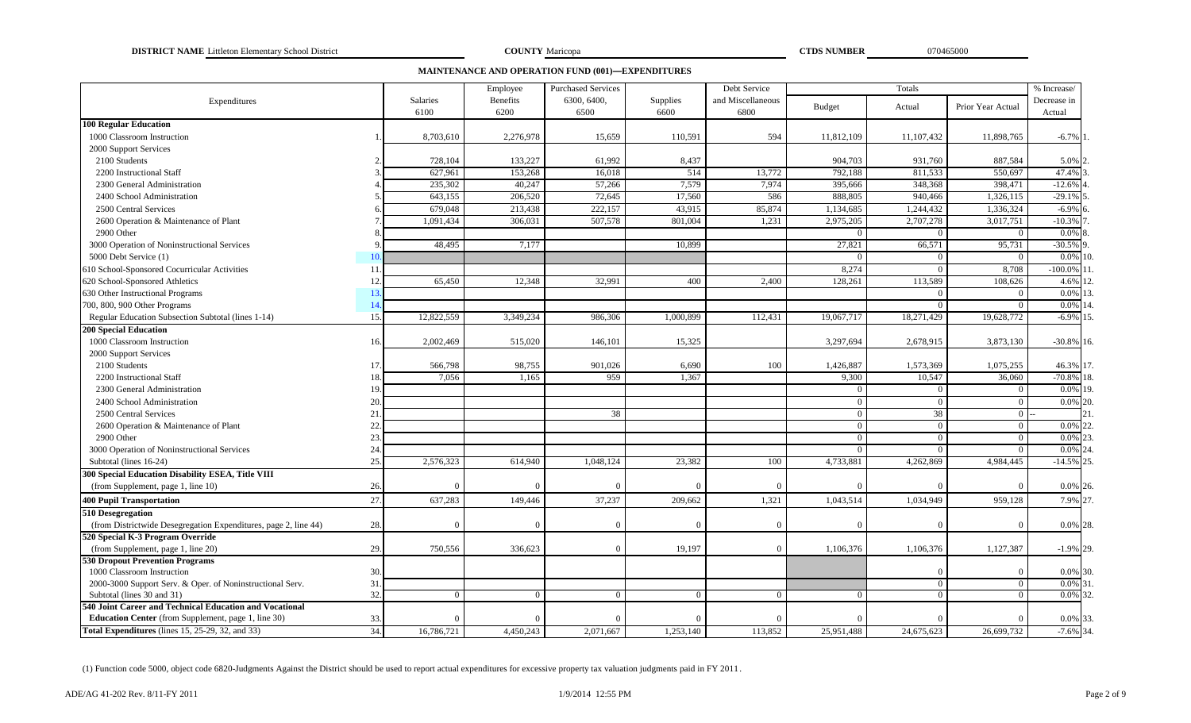**DISTRICT NAME** Littleton Elementary School District **COUNTY** Maricopa **CTDS NUMBER** 070465000

## MAINTENANCE AND OPERATION FUND (001)—EXPENDITURES

| Expenditures | | Salaries 6100 | Employee Benefits 6200 | Purchased Services 6300, 6400, 6500 | Supplies 6600 | Debt Service and Miscellaneous 6800 | Totals Budget | Totals Actual | Totals Prior Year Actual | % Increase/ Decrease in Actual | |
|---|---|---|---|---|---|---|---|---|---|---|---|
| **100 Regular Education** | | | | | | | | | | | |
| 1000 Classroom Instruction | 1. | 8,703,610 | 2,276,978 | 15,659 | 110,591 | 594 | 11,812,109 | 11,107,432 | 11,898,765 | -6.7% | 1. |
| 2000 Support Services | | | | | | | | | | | |
| 2100 Students | 2. | 728,104 | 133,227 | 61,992 | 8,437 | | 904,703 | 931,760 | 887,584 | 5.0% | 2. |
| 2200 Instructional Staff | 3. | 627,961 | 153,268 | 16,018 | 514 | 13,772 | 792,188 | 811,533 | 550,697 | 47.4% | 3. |
| 2300 General Administration | 4. | 235,302 | 40,247 | 57,266 | 7,579 | 7,974 | 395,666 | 348,368 | 398,471 | -12.6% | 4. |
| 2400 School Administration | 5. | 643,155 | 206,520 | 72,645 | 17,560 | 586 | 888,805 | 940,466 | 1,326,115 | -29.1% | 5. |
| 2500 Central Services | 6. | 679,048 | 213,438 | 222,157 | 43,915 | 85,874 | 1,134,685 | 1,244,432 | 1,336,324 | -6.9% | 6. |
| 2600 Operation & Maintenance of Plant | 7. | 1,091,434 | 306,031 | 507,578 | 801,004 | 1,231 | 2,975,205 | 2,707,278 | 3,017,751 | -10.3% | 7. |
| 2900 Other | 8. | | | | | | 0 | 0 | 0 | 0.0% | 8. |
| 3000 Operation of Noninstructional Services | 9. | 48,495 | 7,177 | | 10,899 | | 27,821 | 66,571 | 95,731 | -30.5% | 9. |
| 5000 Debt Service (1) | 10. | | | | | | 0 | 0 | 0 | 0.0% | 10. |
| 610 School-Sponsored Cocurricular Activities | 11. | | | | | | 8,274 | 0 | 8,708 | -100.0% | 11. |
| 620 School-Sponsored Athletics | 12. | 65,450 | 12,348 | 32,991 | 400 | 2,400 | 128,261 | 113,589 | 108,626 | 4.6% | 12. |
| 630 Other Instructional Programs | 13. | | | | | | | 0 | 0 | 0.0% | 13. |
| 700, 800, 900 Other Programs | 14. | | | | | | | 0 | 0 | 0.0% | 14. |
| Regular Education Subsection Subtotal (lines 1-14) | 15. | 12,822,559 | 3,349,234 | 986,306 | 1,000,899 | 112,431 | 19,067,717 | 18,271,429 | 19,628,772 | -6.9% | 15. |
| **200 Special Education** | | | | | | | | | | | |
| 1000 Classroom Instruction | 16. | 2,002,469 | 515,020 | 146,101 | 15,325 | | 3,297,694 | 2,678,915 | 3,873,130 | -30.8% | 16. |
| 2000 Support Services | | | | | | | | | | | |
| 2100 Students | 17. | 566,798 | 98,755 | 901,026 | 6,690 | 100 | 1,426,887 | 1,573,369 | 1,075,255 | 46.3% | 17. |
| 2200 Instructional Staff | 18. | 7,056 | 1,165 | 959 | 1,367 | | 9,300 | 10,547 | 36,060 | -70.8% | 18. |
| 2300 General Administration | 19. | | | | | | 0 | 0 | 0 | 0.0% | 19. |
| 2400 School Administration | 20. | | | | | | 0 | 0 | 0 | 0.0% | 20. |
| 2500 Central Services | 21. | | | 38 | | | 0 | 38 | 0 | -- | 21. |
| 2600 Operation & Maintenance of Plant | 22. | | | | | | 0 | 0 | 0 | 0.0% | 22. |
| 2900 Other | 23. | | | | | | 0 | 0 | 0 | 0.0% | 23. |
| 3000 Operation of Noninstructional Services | 24. | | | | | | 0 | 0 | 0 | 0.0% | 24. |
| Subtotal (lines 16-24) | 25. | 2,576,323 | 614,940 | 1,048,124 | 23,382 | 100 | 4,733,881 | 4,262,869 | 4,984,445 | -14.5% | 25. |
| **300 Special Education Disability ESEA, Title VIII** (from Supplement, page 1, line 10) | 26. | 0 | 0 | 0 | 0 | 0 | 0 | 0 | 0 | 0.0% | 26. |
| **400 Pupil Transportation** | 27. | 637,283 | 149,446 | 37,237 | 209,662 | 1,321 | 1,043,514 | 1,034,949 | 959,128 | 7.9% | 27. |
| **510 Desegregation** (from Districtwide Desegregation Expenditures, page 2, line 44) | 28. | 0 | 0 | 0 | 0 | 0 | 0 | 0 | 0 | 0.0% | 28. |
| **520 Special K-3 Program Override** (from Supplement, page 1, line 20) | 29. | 750,556 | 336,623 | 0 | 19,197 | 0 | 1,106,376 | 1,106,376 | 1,127,387 | -1.9% | 29. |
| **530 Dropout Prevention Programs** | | | | | | | | | | | |
| 1000 Classroom Instruction | 30. | | | | | | | 0 | 0 | 0.0% | 30. |
| 2000-3000 Support Serv. & Oper. of Noninstructional Serv. | 31. | | | | | | | 0 | 0 | 0.0% | 31. |
| Subtotal (lines 30 and 31) | 32. | 0 | 0 | 0 | 0 | 0 | 0 | 0 | 0 | 0.0% | 32. |
| **540 Joint Career and Technical Education and Vocational Education Center** (from Supplement, page 1, line 30) | 33. | 0 | 0 | 0 | 0 | 0 | 0 | 0 | 0 | 0.0% | 33. |
| **Total Expenditures** (lines 15, 25-29, 32, and 33) | 34. | 16,786,721 | 4,450,243 | 2,071,667 | 1,253,140 | 113,852 | 25,951,488 | 24,675,623 | 26,699,732 | -7.6% | 34. |

(1) Function code 5000, object code 6820-Judgments Against the District should be used to report actual expenditures for excessive property tax valuation judgments paid in FY 2011.

ADE/AG 41-202 Rev. 8/11-FY 2011 1/9/2014 12:55 PM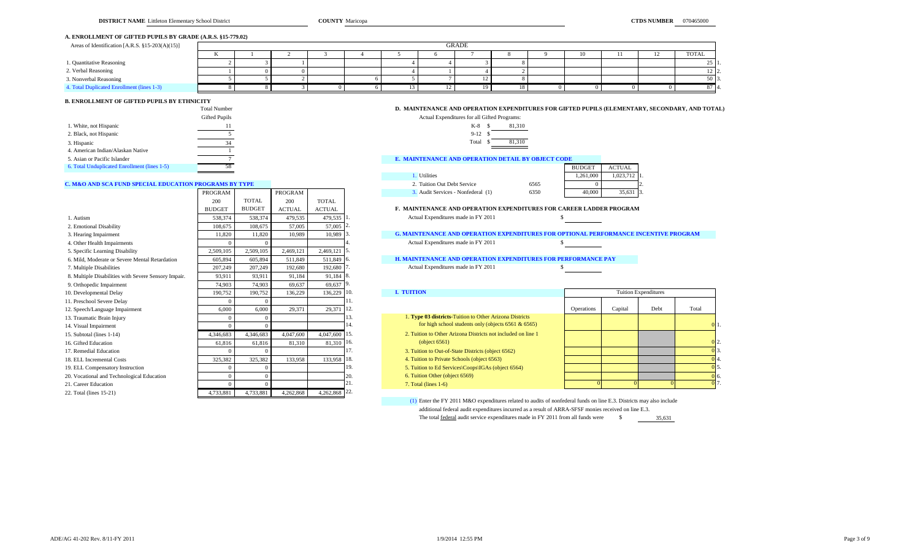**DISTRICT NAME** Littleton Elementary School District **COUNTY** Maricopa **CTDS NUMBER** 070465000

### A. ENROLLMENT OF GIFTED PUPILS BY GRADE (A.R.S. §15-779.02)

| Areas of Identification [A.R.S. §15-203(A)(15)] | K | 1 | 2 | 3 | 4 | 5 | 6 | 7 | 8 | 9 | 10 | 11 | 12 | TOTAL | |
|---|---|---|---|---|---|---|---|---|---|---|---|---|---|---|---|
| 1. Quantitative Reasoning | 2 | 3 | 1 | | | 4 | 4 | 3 | 8 | | | | | 25 | 1. |
| 2. Verbal Reasoning | 1 | 0 | 0 | | | 4 | 1 | 4 | 2 | | | | | 12 | 2. |
| 3. Nonverbal Reasoning | 5 | 5 | 2 | | 6 | 5 | 7 | 12 | 8 | | | | | 50 | 3. |
| 4. Total Duplicated Enrollment (lines 1-3) | 8 | 8 | 3 | 0 | 6 | 13 | 12 | 19 | 18 | 0 | 0 | 0 | 0 | 87 | 4. |

### B. ENROLLMENT OF GIFTED PUPILS BY ETHNICITY

| | Total Number Gifted Pupils |
|---|---|
| 1. White, not Hispanic | 11 |
| 2. Black, not Hispanic | 5 |
| 3. Hispanic | 34 |
| 4. American Indian/Alaskan Native | 1 |
| 5. Asian or Pacific Islander | 7 |
| 6. Total Unduplicated Enrollment (lines 1-5) | 58 |

### C. M&O AND SCA FUND SPECIAL EDUCATION PROGRAMS BY TYPE

| | PROGRAM 200 BUDGET | TOTAL BUDGET | PROGRAM 200 ACTUAL | TOTAL ACTUAL | |
|---|---|---|---|---|---|
| 1. Autism | 538,374 | 538,374 | 479,535 | 479,535 | 1. |
| 2. Emotional Disability | 108,675 | 108,675 | 57,005 | 57,005 | 2. |
| 3. Hearing Impairment | 11,820 | 11,820 | 10,989 | 10,989 | 3. |
| 4. Other Health Impairments | 0 | 0 | | | 4. |
| 5. Specific Learning Disability | 2,509,105 | 2,509,105 | 2,469,121 | 2,469,121 | 5. |
| 6. Mild, Moderate or Severe Mental Retardation | 605,894 | 605,894 | 511,849 | 511,849 | 6. |
| 7. Multiple Disabilities | 207,249 | 207,249 | 192,680 | 192,680 | 7. |
| 8. Multiple Disabilities with Severe Sensory Impair. | 93,911 | 93,911 | 91,184 | 91,184 | 8. |
| 9. Orthopedic Impairment | 74,903 | 74,903 | 69,637 | 69,637 | 9. |
| 10. Developmental Delay | 190,752 | 190,752 | 136,229 | 136,229 | 10. |
| 11. Preschool Severe Delay | 0 | 0 | | | 11. |
| 12. Speech/Language Impairment | 6,000 | 6,000 | 29,371 | 29,371 | 12. |
| 13. Traumatic Brain Injury | 0 | 0 | | | 13. |
| 14. Visual Impairment | 0 | 0 | | | 14. |
| 15. Subtotal (lines 1-14) | 4,346,683 | 4,346,683 | 4,047,600 | 4,047,600 | 15. |
| 16. Gifted Education | 61,816 | 61,816 | 81,310 | 81,310 | 16. |
| 17. Remedial Education | 0 | 0 | | | 17. |
| 18. ELL Incremental Costs | 325,382 | 325,382 | 133,958 | 133,958 | 18. |
| 19. ELL Compensatory Instruction | 0 | 0 | | | 19. |
| 20. Vocational and Technological Education | 0 | 0 | | | 20. |
| 21. Career Education | 0 | 0 | | | 21. |
| 22. Total (lines 15-21) | 4,733,881 | 4,733,881 | 4,262,868 | 4,262,868 | 22. |

### D. MAINTENANCE AND OPERATION EXPENDITURES FOR GIFTED PUPILS (ELEMENTARY, SECONDARY, AND TOTAL)

Actual Expenditures for all Gifted Programs:

| | |
|---|---|
| K-8 | $ 81,310 |
| 9-12 | $ |
| Total | $ 81,310 |

### E. MAINTENANCE AND OPERATION DETAIL BY OBJECT CODE

| | | BUDGET | ACTUAL | |
|---|---|---|---|---|
| 1. Utilities | | 1,261,000 | 1,023,712 | 1. |
| 2. Tuition Out Debt Service | 6565 | 0 | | 2. |
| 3. Audit Services - Nonfederal (1) | 6350 | 40,000 | 35,631 | 3. |

### F. MAINTENANCE AND OPERATION EXPENDITURES FOR CAREER LADDER PROGRAM

Actual Expenditures made in FY 2011 $

### G. MAINTENANCE AND OPERATION EXPENDITURES FOR OPTIONAL PERFORMANCE INCENTIVE PROGRAM

Actual Expenditures made in FY 2011 $

### H. MAINTENANCE AND OPERATION EXPENDITURES FOR PERFORMANCE PAY

Actual Expenditures made in FY 2011 $

### I. TUITION

| | Operations | Capital | Debt | Total | |
|---|---|---|---|---|---|
| 1. **Type 03 districts**-Tuition to Other Arizona Districts for high school students only (objects 6561 & 6565) | | | | 0 | 1. |
| 2. Tuition to Other Arizona Districts not included on line 1 (object 6561) | | | | 0 | 2. |
| 3. Tuition to Out-of-State Districts (object 6562) | | | | 0 | 3. |
| 4. Tuition to Private Schools (object 6563) | | | | 0 | 4. |
| 5. Tuition to Ed Services\Coops\IGAs (object 6564) | | | | 0 | 5. |
| 6. Tuition Other (object 6569) | | | | 0 | 6. |
| 7. Total (lines 1-6) | 0 | 0 | 0 | 0 | 7. |

(1) Enter the FY 2011 M&O expenditures related to audits of nonfederal funds on line E.3. Districts may also include additional federal audit expenditures incurred as a result of ARRA-SFSF monies received on line E.3.
The total federal audit service expenditures made in FY 2011 from all funds were $ 35,631

ADE/AG 41-202 Rev. 8/11-FY 2011 1/9/2014 12:55 PM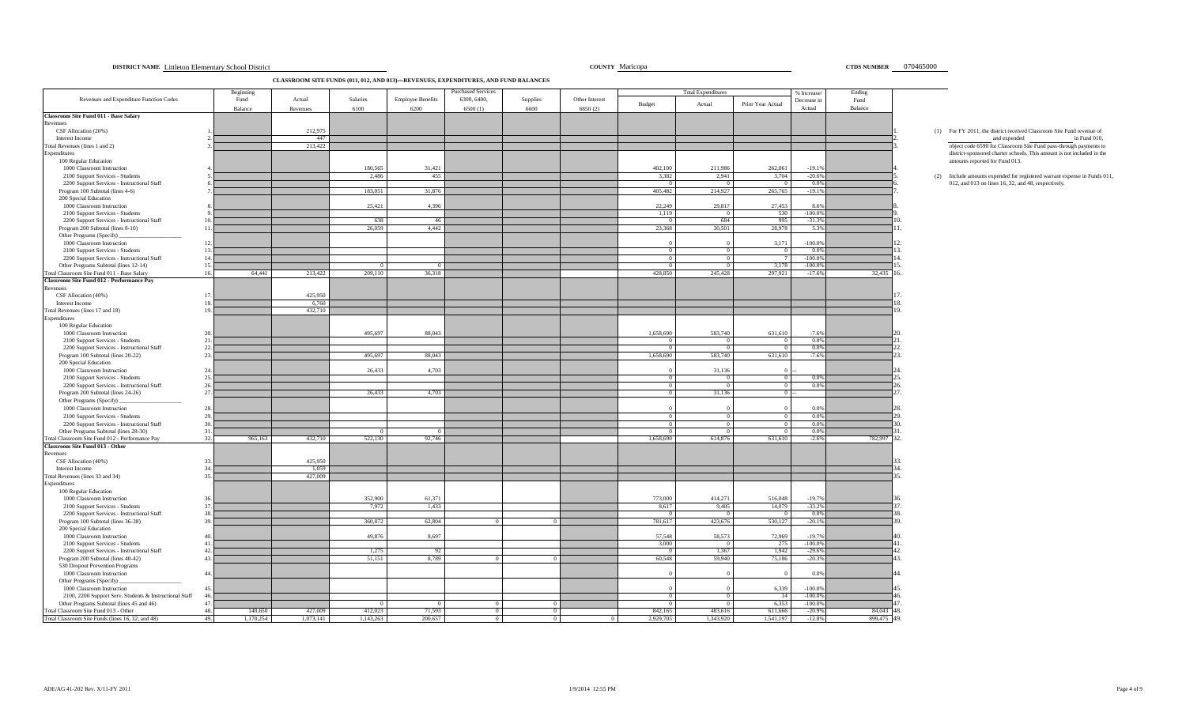**DISTRICT NAME** Littleton Elementary School District **COUNTY** Maricopa **CTDS NUMBER** 070465000

## CLASSROOM SITE FUNDS (011, 012, AND 013)—REVENUES, EXPENDITURES, AND FUND BALANCES

| Revenues and Expenditure Function Codes | | Beginning Fund Balance | Actual Revenues | Salaries 6100 | Employee Benefits 6200 | Purchased Services 6300, 6400, 6500 (1) | Supplies 6600 | Other Interest 6850 (2) | Total Expenditures Budget | Total Expenditures Actual | Total Expenditures Prior Year Actual | % Increase/ Decrease in Actual | Ending Fund Balance | |
|---|---|---|---|---|---|---|---|---|---|---|---|---|---|---|
| **Classroom Site Fund 011 - Base Salary** | | | | | | | | | | | | | | |
| Revenues | | | | | | | | | | | | | | |
| CSF Allocation (20%) | 1. | | 212,975 | | | | | | | | | | | 1. |
| Interest Income | 2. | | 447 | | | | | | | | | | | 2. |
| Total Revenues (lines 1 and 2) | 3. | | 213,422 | | | | | | | | | | | 3. |
| Expenditures | | | | | | | | | | | | | | |
| 100 Regular Education | | | | | | | | | | | | | | |
| 1000 Classroom Instruction | 4. | | | 180,565 | 31,421 | | | | 402,100 | 211,986 | 262,061 | -19.1% | | 4. |
| 2100 Support Services - Students | 5. | | | 2,486 | 455 | | | | 3,382 | 2,941 | 3,704 | -20.6% | | 5. |
| 2200 Support Services - Instructional Staff | 6. | | | | | | | | 0 | 0 | 0 | 0.0% | | 6. |
| Program 100 Subtotal (lines 4-6) | 7. | | | 183,051 | 31,876 | | | | 405,482 | 214,927 | 265,765 | -19.1% | | 7. |
| 200 Special Education | | | | | | | | | | | | | | |
| 1000 Classroom Instruction | 8. | | | 25,421 | 4,396 | | | | 22,249 | 29,817 | 27,453 | 8.6% | | 8. |
| 2100 Support Services - Students | 9. | | | | | | | | 1,119 | 0 | 530 | -100.0% | | 9. |
| 2200 Support Services - Instructional Staff | 10. | | | 638 | 46 | | | | 0 | 684 | 995 | -31.3% | | 10. |
| Program 200 Subtotal (lines 8-10) | 11. | | | 26,059 | 4,442 | | | | 23,368 | 30,501 | 28,978 | 5.3% | | 11. |
| Other Programs (Specify) ___ | | | | | | | | | | | | | | |
| 1000 Classroom Instruction | 12. | | | | | | | | 0 | 0 | 3,171 | -100.0% | | 12. |
| 2100 Support Services - Students | 13. | | | | | | | | 0 | 0 | 0 | 0.0% | | 13. |
| 2200 Support Services - Instructional Staff | 14. | | | | | | | | 0 | 0 | 7 | -100.0% | | 14. |
| Other Programs Subtotal (lines 12-14) | 15. | | | 0 | 0 | | | | 0 | 0 | 3,178 | -100.0% | | 15. |
| Total Classroom Site Fund 011 - Base Salary | 16. | 64,441 | 213,422 | 209,110 | 36,318 | | | | 428,850 | 245,428 | 297,921 | -17.6% | 32,435 | 16. |
| **Classroom Site Fund 012 - Performance Pay** | | | | | | | | | | | | | | |
| Revenues | | | | | | | | | | | | | | |
| CSF Allocation (40%) | 17. | | 425,950 | | | | | | | | | | | 17. |
| Interest Income | 18. | | 6,760 | | | | | | | | | | | 18. |
| Total Revenues (lines 17 and 18) | 19. | | 432,710 | | | | | | | | | | | 19. |
| Expenditures | | | | | | | | | | | | | | |
| 100 Regular Education | | | | | | | | | | | | | | |
| 1000 Classroom Instruction | 20. | | | 495,697 | 88,043 | | | | 1,658,690 | 583,740 | 631,610 | -7.6% | | 20. |
| 2100 Support Services - Students | 21. | | | | | | | | 0 | 0 | 0 | 0.0% | | 21. |
| 2200 Support Services - Instructional Staff | 22. | | | | | | | | 0 | 0 | 0 | 0.0% | | 22. |
| Program 100 Subtotal (lines 20-22) | 23. | | | 495,697 | 88,043 | | | | 1,658,690 | 583,740 | 631,610 | -7.6% | | 23. |
| 200 Special Education | | | | | | | | | | | | | | |
| 1000 Classroom Instruction | 24. | | | 26,433 | 4,703 | | | | 0 | 31,136 | 0 | -- | | 24. |
| 2100 Support Services - Students | 25. | | | | | | | | 0 | 0 | 0 | 0.0% | | 25. |
| 2200 Support Services - Instructional Staff | 26. | | | | | | | | 0 | 0 | 0 | 0.0% | | 26. |
| Program 200 Subtotal (lines 24-26) | 27. | | | 26,433 | 4,703 | | | | 0 | 31,136 | 0 | -- | | 27. |
| Other Programs (Specify) ___ | | | | | | | | | | | | | | |
| 1000 Classroom Instruction | 28. | | | | | | | | 0 | 0 | 0 | 0.0% | | 28. |
| 2100 Support Services - Students | 29. | | | | | | | | 0 | 0 | 0 | 0.0% | | 29. |
| 2200 Support Services - Instructional Staff | 30. | | | | | | | | 0 | 0 | 0 | 0.0% | | 30. |
| Other Programs Subtotal (lines 28-30) | 31. | | | 0 | 0 | | | | 0 | 0 | 0 | 0.0% | | 31. |
| Total Classroom Site Fund 012 - Performance Pay | 32. | 965,163 | 432,710 | 522,130 | 92,746 | | | | 1,658,690 | 614,876 | 631,610 | -2.6% | 782,997 | 32. |
| **Classroom Site Fund 013 - Other** | | | | | | | | | | | | | | |
| Revenues | | | | | | | | | | | | | | |
| CSF Allocation (40%) | 33. | | 425,950 | | | | | | | | | | | 33. |
| Interest Income | 34. | | 1,059 | | | | | | | | | | | 34. |
| Total Revenues (lines 33 and 34) | 35. | | 427,009 | | | | | | | | | | | 35. |
| Expenditures | | | | | | | | | | | | | | |
| 100 Regular Education | | | | | | | | | | | | | | |
| 1000 Classroom Instruction | 36. | | | 352,900 | 61,371 | | | | 773,000 | 414,271 | 516,048 | -19.7% | | 36. |
| 2100 Support Services - Students | 37. | | | 7,972 | 1,433 | | | | 8,617 | 9,405 | 14,079 | -33.2% | | 37. |
| 2200 Support Services - Instructional Staff | 38. | | | | | | | | 0 | 0 | 0 | 0.0% | | 38. |
| Program 100 Subtotal (lines 36-38) | 39. | | | 360,872 | 62,804 | 0 | 0 | | 781,617 | 423,676 | 530,127 | -20.1% | | 39. |
| 200 Special Education | | | | | | | | | | | | | | |
| 1000 Classroom Instruction | 40. | | | 49,876 | 8,697 | | | | 57,548 | 58,573 | 72,969 | -19.7% | | 40. |
| 2100 Support Services - Students | 41. | | | | | | | | 3,000 | 0 | 275 | -100.0% | | 41. |
| 2200 Support Services - Instructional Staff | 42. | | | 1,275 | 92 | | | | 0 | 1,367 | 1,942 | -29.6% | | 42. |
| Program 200 Subtotal (lines 40-42) | 43. | | | 51,151 | 8,789 | 0 | 0 | | 60,548 | 59,940 | 75,186 | -20.3% | | 43. |
| 530 Dropout Prevention Programs | | | | | | | | | | | | | | |
| 1000 Classroom Instruction | 44. | | | | | | | | 0 | 0 | 0 | 0.0% | | 44. |
| Other Programs (Specify) ___ | | | | | | | | | | | | | | |
| 1000 Classroom Instruction | 45. | | | | | | | | 0 | 0 | 6,339 | -100.0% | | 45. |
| 2100, 2200 Support Serv. Students & Instructional Staff | 46. | | | | | | | | 0 | 0 | 14 | -100.0% | | 46. |
| Other Programs Subtotal (lines 45 and 46) | 47. | | | 0 | 0 | 0 | 0 | | 0 | 0 | 6,353 | -100.0% | | 47. |
| Total Classroom Site Fund 013 - Other | 48. | 140,650 | 427,009 | 412,023 | 71,593 | 0 | 0 | | 842,165 | 483,616 | 611,666 | -20.9% | 84,043 | 48. |
| Total Classroom Site Funds (lines 16, 32, and 48) | 49. | 1,170,254 | 1,073,141 | 1,143,263 | 200,657 | 0 | 0 | 0 | 2,929,705 | 1,343,920 | 1,541,197 | -12.8% | 899,475 | 49. |

(1) For FY 2011, the district received Classroom Site Fund revenue of ___ and expended ___ in Fund 010, object code 6590 for Classroom Site Fund pass-through payments to district-sponsored charter schools. This amount is not included in the amounts reported for Fund 013.

(2) Include amounts expended for registered warrant expense in Funds 011, 012, and 013 on lines 16, 32, and 48, respectively.

ADE/AG 41-202 Rev. X/11-FY 2011 1/9/2014 12:55 PM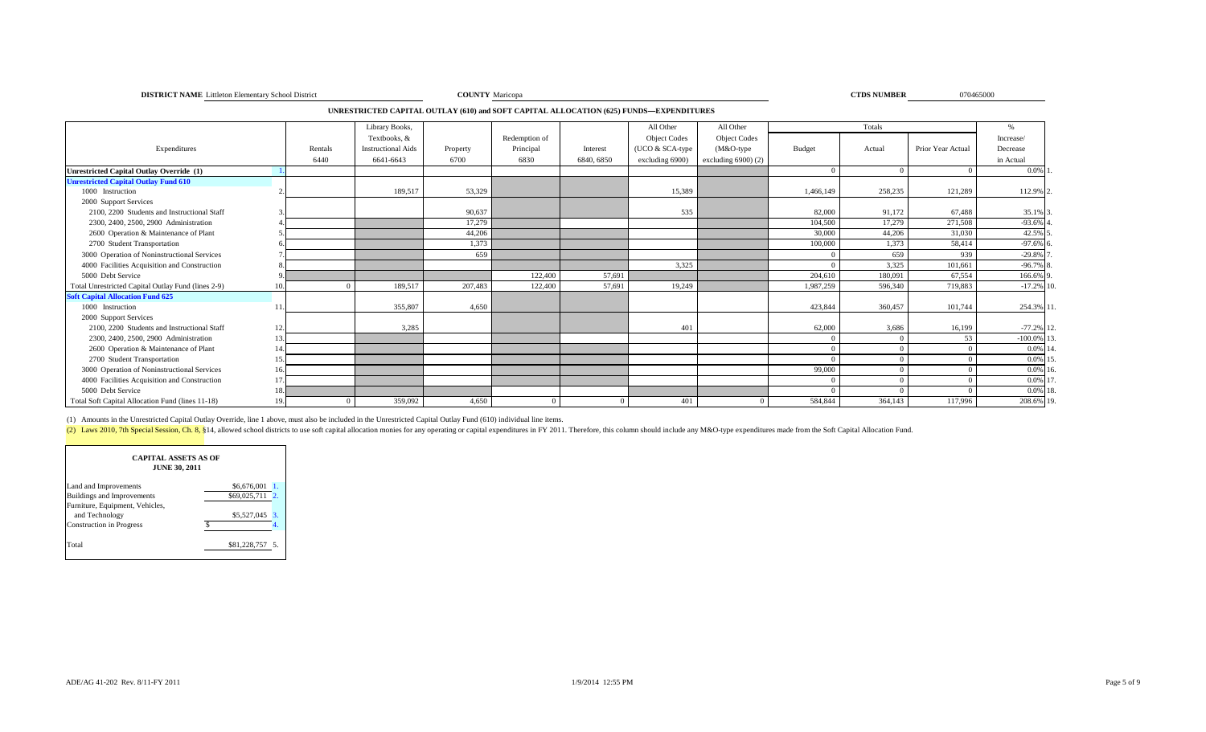**DISTRICT NAME** Littleton Elementary School District **COUNTY** Maricopa **CTDS NUMBER** 070465000

## UNRESTRICTED CAPITAL OUTLAY (610) and SOFT CAPITAL ALLOCATION (625) FUNDS—EXPENDITURES

| Expenditures | | Rentals 6440 | Library Books, Textbooks, & Instructional Aids 6641-6643 | Property 6700 | Redemption of Principal 6830 | Interest 6840, 6850 | All Other Object Codes (UCO & SCA-type excluding 6900) | All Other Object Codes (M&O-type excluding 6900) (2) | Totals Budget | Totals Actual | Totals Prior Year Actual | % Increase/ Decrease in Actual | |
|---|---|---|---|---|---|---|---|---|---|---|---|---|---|
| **Unrestricted Capital Outlay Override (1)** | 1. | | | | | | | | 0 | 0 | 0 | 0.0% | 1. |
| **Unrestricted Capital Outlay Fund 610** | | | | | | | | | | | | | |
| 1000 Instruction | 2. | | 189,517 | 53,329 | | | 15,389 | | 1,466,149 | 258,235 | 121,289 | 112.9% | 2. |
| 2000 Support Services | | | | | | | | | | | | | |
| 2100, 2200 Students and Instructional Staff | 3. | | | 90,637 | | | 535 | | 82,000 | 91,172 | 67,488 | 35.1% | 3. |
| 2300, 2400, 2500, 2900 Administration | 4. | | | 17,279 | | | | | 104,500 | 17,279 | 271,508 | -93.6% | 4. |
| 2600 Operation & Maintenance of Plant | 5. | | | 44,206 | | | | | 30,000 | 44,206 | 31,030 | 42.5% | 5. |
| 2700 Student Transportation | 6. | | | 1,373 | | | | | 100,000 | 1,373 | 58,414 | -97.6% | 6. |
| 3000 Operation of Noninstructional Services | 7. | | | 659 | | | | | 0 | 659 | 939 | -29.8% | 7. |
| 4000 Facilities Acquisition and Construction | 8. | | | | | | 3,325 | | 0 | 3,325 | 101,661 | -96.7% | 8. |
| 5000 Debt Service | 9. | | | | 122,400 | 57,691 | | | 204,610 | 180,091 | 67,554 | 166.6% | 9. |
| Total Unrestricted Capital Outlay Fund (lines 2-9) | 10. | 0 | 189,517 | 207,483 | 122,400 | 57,691 | 19,249 | | 1,987,259 | 596,340 | 719,883 | -17.2% | 10. |
| **Soft Capital Allocation Fund 625** | | | | | | | | | | | | | |
| 1000 Instruction | 11. | | 355,807 | 4,650 | | | | | 423,844 | 360,457 | 101,744 | 254.3% | 11. |
| 2000 Support Services | | | | | | | | | | | | | |
| 2100, 2200 Students and Instructional Staff | 12. | | 3,285 | | | | 401 | | 62,000 | 3,686 | 16,199 | -77.2% | 12. |
| 2300, 2400, 2500, 2900 Administration | 13. | | | | | | | | 0 | 0 | 53 | -100.0% | 13. |
| 2600 Operation & Maintenance of Plant | 14. | | | | | | | | 0 | 0 | 0 | 0.0% | 14. |
| 2700 Student Transportation | 15. | | | | | | | | 0 | 0 | 0 | 0.0% | 15. |
| 3000 Operation of Noninstructional Services | 16. | | | | | | | | 99,000 | 0 | 0 | 0.0% | 16. |
| 4000 Facilities Acquisition and Construction | 17. | | | | | | | | 0 | 0 | 0 | 0.0% | 17. |
| 5000 Debt Service | 18. | | | | | | | | 0 | 0 | 0 | 0.0% | 18. |
| Total Soft Capital Allocation Fund (lines 11-18) | 19. | 0 | 359,092 | 4,650 | 0 | 0 | 401 | 0 | 584,844 | 364,143 | 117,996 | 208.6% | 19. |

(1) Amounts in the Unrestricted Capital Outlay Override, line 1 above, must also be included in the Unrestricted Capital Outlay Fund (610) individual line items.

(2) Laws 2010, 7th Special Session, Ch. 8, §14, allowed school districts to use soft capital allocation monies for any operating or capital expenditures in FY 2011. Therefore, this column should include any M&O-type expenditures made from the Soft Capital Allocation Fund.

| CAPITAL ASSETS AS OF JUNE 30, 2011 | | |
|---|---|---|
| Land and Improvements | $6,676,001 | 1. |
| Buildings and Improvements | $69,025,711 | 2. |
| Furniture, Equipment, Vehicles, and Technology | $5,527,045 | 3. |
| Construction in Progress | $ | 4. |
| Total | $81,228,757 | 5. |

ADE/AG 41-202 Rev. 8/11-FY 2011 1/9/2014 12:55 PM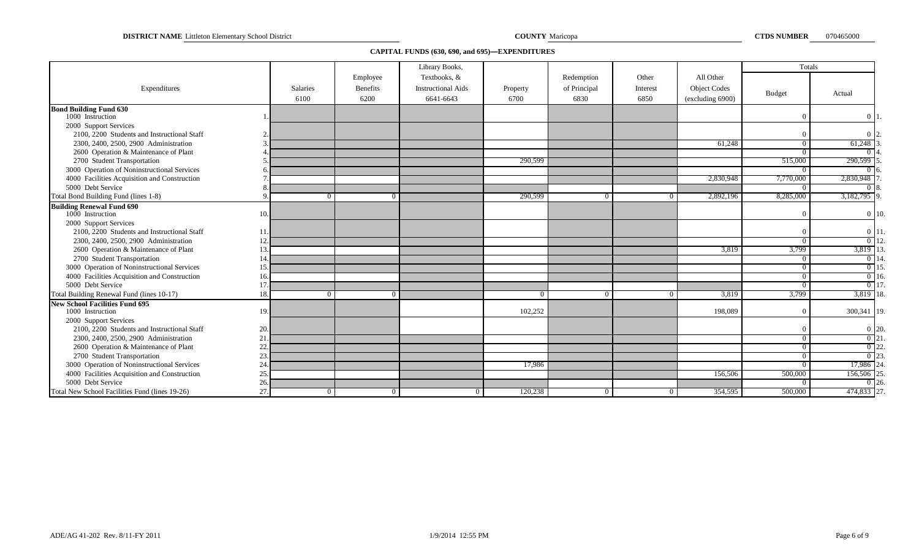**DISTRICT NAME** Littleton Elementary School District **COUNTY** Maricopa **CTDS NUMBER** 070465000

## CAPITAL FUNDS (630, 690, and 695)—EXPENDITURES

| Expenditures | | Salaries 6100 | Employee Benefits 6200 | Library Books, Textbooks, & Instructional Aids 6641-6643 | Property 6700 | Redemption of Principal 6830 | Other Interest 6850 | All Other Object Codes (excluding 6900) | Totals Budget | Totals Actual | |
|---|---|---|---|---|---|---|---|---|---|---|---|
| **Bond Building Fund 630** | | | | | | | | | | | |
| 1000 Instruction | 1. | | | | | | | | 0 | 0 | 1. |
| 2000 Support Services | | | | | | | | | | | |
| 2100, 2200 Students and Instructional Staff | 2. | | | | | | | | 0 | 0 | 2. |
| 2300, 2400, 2500, 2900 Administration | 3. | | | | | | | 61,248 | 0 | 61,248 | 3. |
| 2600 Operation & Maintenance of Plant | 4. | | | | | | | | 0 | 0 | 4. |
| 2700 Student Transportation | 5. | | | | 290,599 | | | | 515,000 | 290,599 | 5. |
| 3000 Operation of Noninstructional Services | 6. | | | | | | | | 0 | 0 | 6. |
| 4000 Facilities Acquisition and Construction | 7. | | | | | | | 2,830,948 | 7,770,000 | 2,830,948 | 7. |
| 5000 Debt Service | 8. | | | | | | | | 0 | 0 | 8. |
| Total Bond Building Fund (lines 1-8) | 9. | 0 | 0 | | 290,599 | 0 | 0 | 2,892,196 | 8,285,000 | 3,182,795 | 9. |
| **Building Renewal Fund 690** | | | | | | | | | | | |
| 1000 Instruction | 10. | | | | | | | | 0 | 0 | 10. |
| 2000 Support Services | | | | | | | | | | | |
| 2100, 2200 Students and Instructional Staff | 11. | | | | | | | | 0 | 0 | 11. |
| 2300, 2400, 2500, 2900 Administration | 12. | | | | | | | | 0 | 0 | 12. |
| 2600 Operation & Maintenance of Plant | 13. | | | | | | | 3,819 | 3,799 | 3,819 | 13. |
| 2700 Student Transportation | 14. | | | | | | | | 0 | 0 | 14. |
| 3000 Operation of Noninstructional Services | 15. | | | | | | | | 0 | 0 | 15. |
| 4000 Facilities Acquisition and Construction | 16. | | | | | | | | 0 | 0 | 16. |
| 5000 Debt Service | 17. | | | | | | | | 0 | 0 | 17. |
| Total Building Renewal Fund (lines 10-17) | 18. | 0 | 0 | | 0 | 0 | 0 | 3,819 | 3,799 | 3,819 | 18. |
| **New School Facilities Fund 695** | | | | | | | | | | | |
| 1000 Instruction | 19. | | | | 102,252 | | | 198,089 | 0 | 300,341 | 19. |
| 2000 Support Services | | | | | | | | | | | |
| 2100, 2200 Students and Instructional Staff | 20. | | | | | | | | 0 | 0 | 20. |
| 2300, 2400, 2500, 2900 Administration | 21. | | | | | | | | 0 | 0 | 21. |
| 2600 Operation & Maintenance of Plant | 22. | | | | | | | | 0 | 0 | 22. |
| 2700 Student Transportation | 23. | | | | | | | | 0 | 0 | 23. |
| 3000 Operation of Noninstructional Services | 24. | | | | 17,986 | | | | 0 | 17,986 | 24. |
| 4000 Facilities Acquisition and Construction | 25. | | | | | | | 156,506 | 500,000 | 156,506 | 25. |
| 5000 Debt Service | 26. | | | | | | | | 0 | 0 | 26. |
| Total New School Facilities Fund (lines 19-26) | 27. | 0 | 0 | 0 | 120,238 | 0 | 0 | 354,595 | 500,000 | 474,833 | 27. |

ADE/AG 41-202 Rev. 8/11-FY 2011 1/9/2014 12:55 PM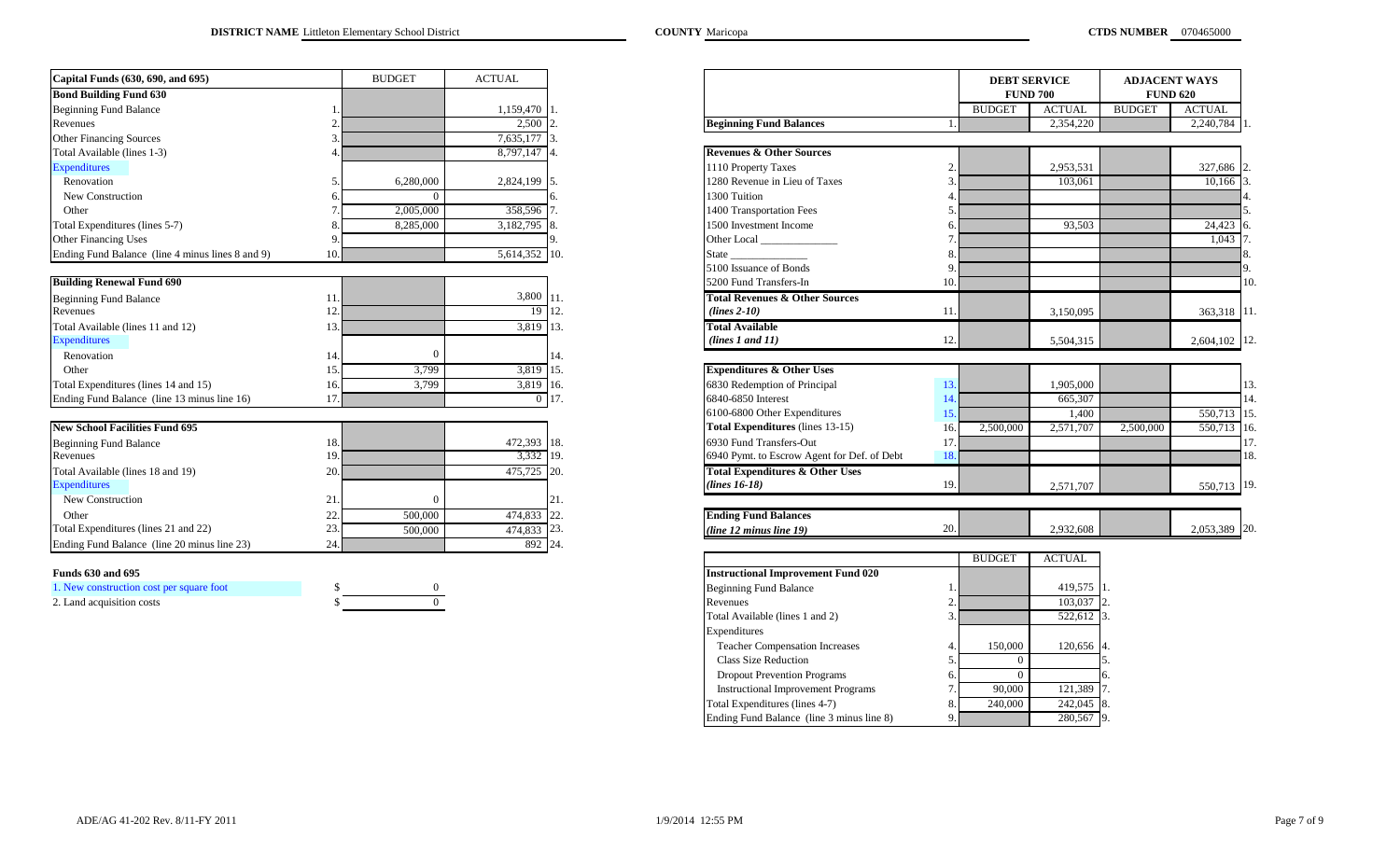**DISTRICT NAME** Littleton Elementary School District **COUNTY** Maricopa **CTDS NUMBER** 070465000

| Capital Funds (630, 690, and 695) | | BUDGET | ACTUAL | |
|---|---|---|---|---|
| **Bond Building Fund 630** | | | | |
| Beginning Fund Balance | 1. | | 1,159,470 | 1. |
| Revenues | 2. | | 2,500 | 2. |
| Other Financing Sources | 3. | | 7,635,177 | 3. |
| Total Available (lines 1-3) | 4. | | 8,797,147 | 4. |
| Expenditures | | | | |
| Renovation | 5. | 6,280,000 | 2,824,199 | 5. |
| New Construction | 6. | 0 | | 6. |
| Other | 7. | 2,005,000 | 358,596 | 7. |
| Total Expenditures (lines 5-7) | 8. | 8,285,000 | 3,182,795 | 8. |
| Other Financing Uses | 9. | | | 9. |
| Ending Fund Balance (line 4 minus lines 8 and 9) | 10. | | 5,614,352 | 10. |
| **Building Renewal Fund 690** | | | | |
| Beginning Fund Balance | 11. | | 3,800 | 11. |
| Revenues | 12. | | 19 | 12. |
| Total Available (lines 11 and 12) | 13. | | 3,819 | 13. |
| Expenditures | | | | |
| Renovation | 14. | 0 | | 14. |
| Other | 15. | 3,799 | 3,819 | 15. |
| Total Expenditures (lines 14 and 15) | 16. | 3,799 | 3,819 | 16. |
| Ending Fund Balance (line 13 minus line 16) | 17. | | 0 | 17. |
| **New School Facilities Fund 695** | | | | |
| Beginning Fund Balance | 18. | | 472,393 | 18. |
| Revenues | 19. | | 3,332 | 19. |
| Total Available (lines 18 and 19) | 20. | | 475,725 | 20. |
| Expenditures | | | | |
| New Construction | 21. | 0 | | 21. |
| Other | 22. | 500,000 | 474,833 | 22. |
| Total Expenditures (lines 21 and 22) | 23. | 500,000 | 474,833 | 23. |
| Ending Fund Balance (line 20 minus line 23) | 24. | | 892 | 24. |

**Funds 630 and 695**

1. New construction cost per square foot $ 0
2. Land acquisition costs $ 0

| | | DEBT SERVICE FUND 700 | | ADJACENT WAYS FUND 620 | | |
|---|---|---|---|---|---|---|
| | | BUDGET | ACTUAL | BUDGET | ACTUAL | |
| **Beginning Fund Balances** | 1. | | 2,354,220 | | 2,240,784 | 1. |
| **Revenues & Other Sources** | | | | | | |
| 1110 Property Taxes | 2. | | 2,953,531 | | 327,686 | 2. |
| 1280 Revenue in Lieu of Taxes | 3. | | 103,061 | | 10,166 | 3. |
| 1300 Tuition | 4. | | | | | 4. |
| 1400 Transportation Fees | 5. | | | | | 5. |
| 1500 Investment Income | 6. | | 93,503 | | 24,423 | 6. |
| Other Local ______________ | 7. | | | | 1,043 | 7. |
| State ______________ | 8. | | | | | 8. |
| 5100 Issuance of Bonds | 9. | | | | | 9. |
| 5200 Fund Transfers-In | 10. | | | | | 10. |
| **Total Revenues & Other Sources** *(lines 2-10)* | 11. | | 3,150,095 | | 363,318 | 11. |
| **Total Available** *(lines 1 and 11)* | 12. | | 5,504,315 | | 2,604,102 | 12. |
| **Expenditures & Other Uses** | | | | | | |
| 6830 Redemption of Principal | 13. | | 1,905,000 | | | 13. |
| 6840-6850 Interest | 14. | | 665,307 | | | 14. |
| 6100-6800 Other Expenditures | 15. | | 1,400 | | 550,713 | 15. |
| **Total Expenditures** (lines 13-15) | 16. | 2,500,000 | 2,571,707 | 2,500,000 | 550,713 | 16. |
| 6930 Fund Transfers-Out | 17. | | | | | 17. |
| 6940 Pymt. to Escrow Agent for Def. of Debt | 18. | | | | | 18. |
| **Total Expenditures & Other Uses** *(lines 16-18)* | 19. | | 2,571,707 | | 550,713 | 19. |
| **Ending Fund Balances** *(line 12 minus line 19)* | 20. | | 2,932,608 | | 2,053,389 | 20. |

| | | BUDGET | ACTUAL | |
|---|---|---|---|---|
| **Instructional Improvement Fund 020** | | | | |
| Beginning Fund Balance | 1. | | 419,575 | 1. |
| Revenues | 2. | | 103,037 | 2. |
| Total Available (lines 1 and 2) | 3. | | 522,612 | 3. |
| Expenditures | | | | |
| Teacher Compensation Increases | 4. | 150,000 | 120,656 | 4. |
| Class Size Reduction | 5. | 0 | | 5. |
| Dropout Prevention Programs | 6. | 0 | | 6. |
| Instructional Improvement Programs | 7. | 90,000 | 121,389 | 7. |
| Total Expenditures (lines 4-7) | 8. | 240,000 | 242,045 | 8. |
| Ending Fund Balance (line 3 minus line 8) | 9. | | 280,567 | 9. |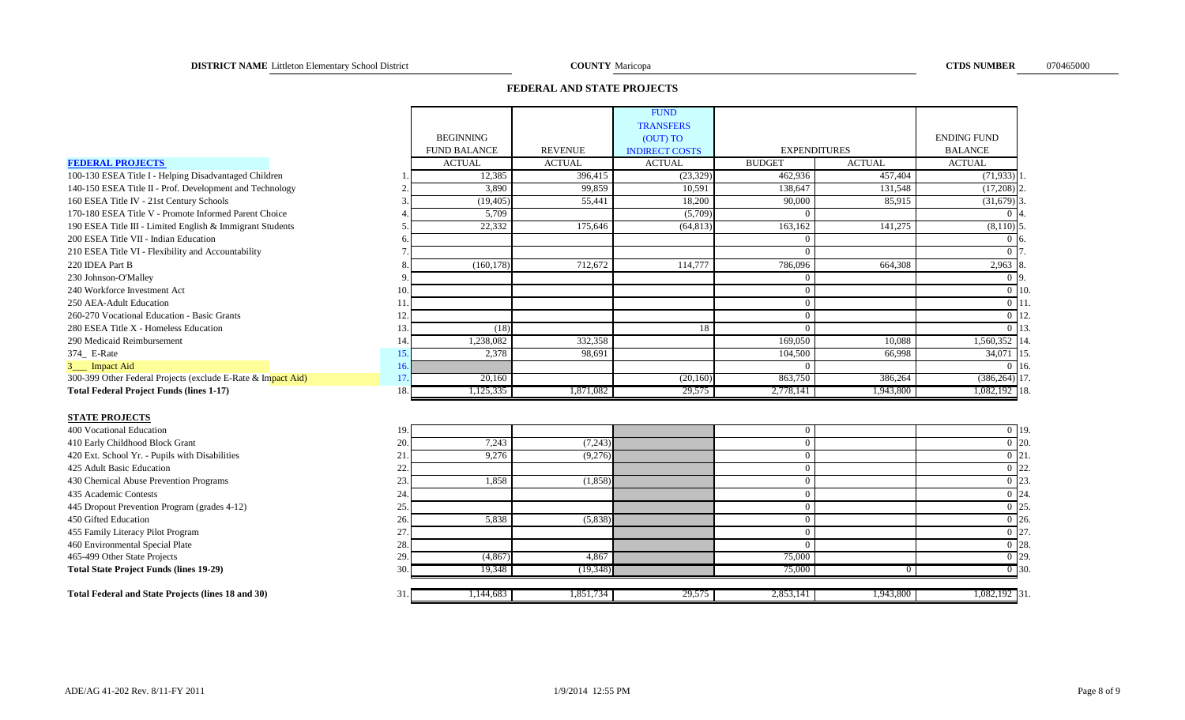**DISTRICT NAME** Littleton Elementary School District **COUNTY** Maricopa **CTDS NUMBER** 070465000

## FEDERAL AND STATE PROJECTS

| | | BEGINNING FUND BALANCE | REVENUE | FUND TRANSFERS (OUT) TO INDIRECT COSTS | EXPENDITURES | | ENDING FUND BALANCE | |
|---|---|---|---|---|---|---|---|---|
| **FEDERAL PROJECTS** | | ACTUAL | ACTUAL | ACTUAL | BUDGET | ACTUAL | ACTUAL | |
| 100-130 ESEA Title I - Helping Disadvantaged Children | 1. | 12,385 | 396,415 | (23,329) | 462,936 | 457,404 | (71,933) | 1. |
| 140-150 ESEA Title II - Prof. Development and Technology | 2. | 3,890 | 99,859 | 10,591 | 138,647 | 131,548 | (17,208) | 2. |
| 160 ESEA Title IV - 21st Century Schools | 3. | (19,405) | 55,441 | 18,200 | 90,000 | 85,915 | (31,679) | 3. |
| 170-180 ESEA Title V - Promote Informed Parent Choice | 4. | 5,709 | | (5,709) | 0 | | 0 | 4. |
| 190 ESEA Title III - Limited English & Immigrant Students | 5. | 22,332 | 175,646 | (64,813) | 163,162 | 141,275 | (8,110) | 5. |
| 200 ESEA Title VII - Indian Education | 6. | | | | 0 | | 0 | 6. |
| 210 ESEA Title VI - Flexibility and Accountability | 7. | | | | 0 | | 0 | 7. |
| 220 IDEA Part B | 8. | (160,178) | 712,672 | 114,777 | 786,096 | 664,308 | 2,963 | 8. |
| 230 Johnson-O'Malley | 9. | | | | 0 | | 0 | 9. |
| 240 Workforce Investment Act | 10. | | | | 0 | | 0 | 10. |
| 250 AEA-Adult Education | 11. | | | | 0 | | 0 | 11. |
| 260-270 Vocational Education - Basic Grants | 12. | | | | 0 | | 0 | 12. |
| 280 ESEA Title X - Homeless Education | 13. | (18) | | 18 | 0 | | 0 | 13. |
| 290 Medicaid Reimbursement | 14. | 1,238,082 | 332,358 | | 169,050 | 10,088 | 1,560,352 | 14. |
| 374_ E-Rate | 15. | 2,378 | 98,691 | | 104,500 | 66,998 | 34,071 | 15. |
| 3___ Impact Aid | 16. | | | | 0 | | 0 | 16. |
| 300-399 Other Federal Projects (exclude E-Rate & Impact Aid) | 17. | 20,160 | | (20,160) | 863,750 | 386,264 | (386,264) | 17. |
| **Total Federal Project Funds (lines 1-17)** | 18. | 1,125,335 | 1,871,082 | 29,575 | 2,778,141 | 1,943,800 | 1,082,192 | 18. |
| **STATE PROJECTS** | | | | | | | | |
| 400 Vocational Education | 19. | | | | 0 | | 0 | 19. |
| 410 Early Childhood Block Grant | 20. | 7,243 | (7,243) | | 0 | | 0 | 20. |
| 420 Ext. School Yr. - Pupils with Disabilities | 21. | 9,276 | (9,276) | | 0 | | 0 | 21. |
| 425 Adult Basic Education | 22. | | | | 0 | | 0 | 22. |
| 430 Chemical Abuse Prevention Programs | 23. | 1,858 | (1,858) | | 0 | | 0 | 23. |
| 435 Academic Contests | 24. | | | | 0 | | 0 | 24. |
| 445 Dropout Prevention Program (grades 4-12) | 25. | | | | 0 | | 0 | 25. |
| 450 Gifted Education | 26. | 5,838 | (5,838) | | 0 | | 0 | 26. |
| 455 Family Literacy Pilot Program | 27. | | | | 0 | | 0 | 27. |
| 460 Environmental Special Plate | 28. | | | | 0 | | 0 | 28. |
| 465-499 Other State Projects | 29. | (4,867) | 4,867 | | 75,000 | | 0 | 29. |
| **Total State Project Funds (lines 19-29)** | 30. | 19,348 | (19,348) | | 75,000 | 0 | 0 | 30. |
| **Total Federal and State Projects (lines 18 and 30)** | 31. | 1,144,683 | 1,851,734 | 29,575 | 2,853,141 | 1,943,800 | 1,082,192 | 31. |

ADE/AG 41-202 Rev. 8/11-FY 2011 1/9/2014 12:55 PM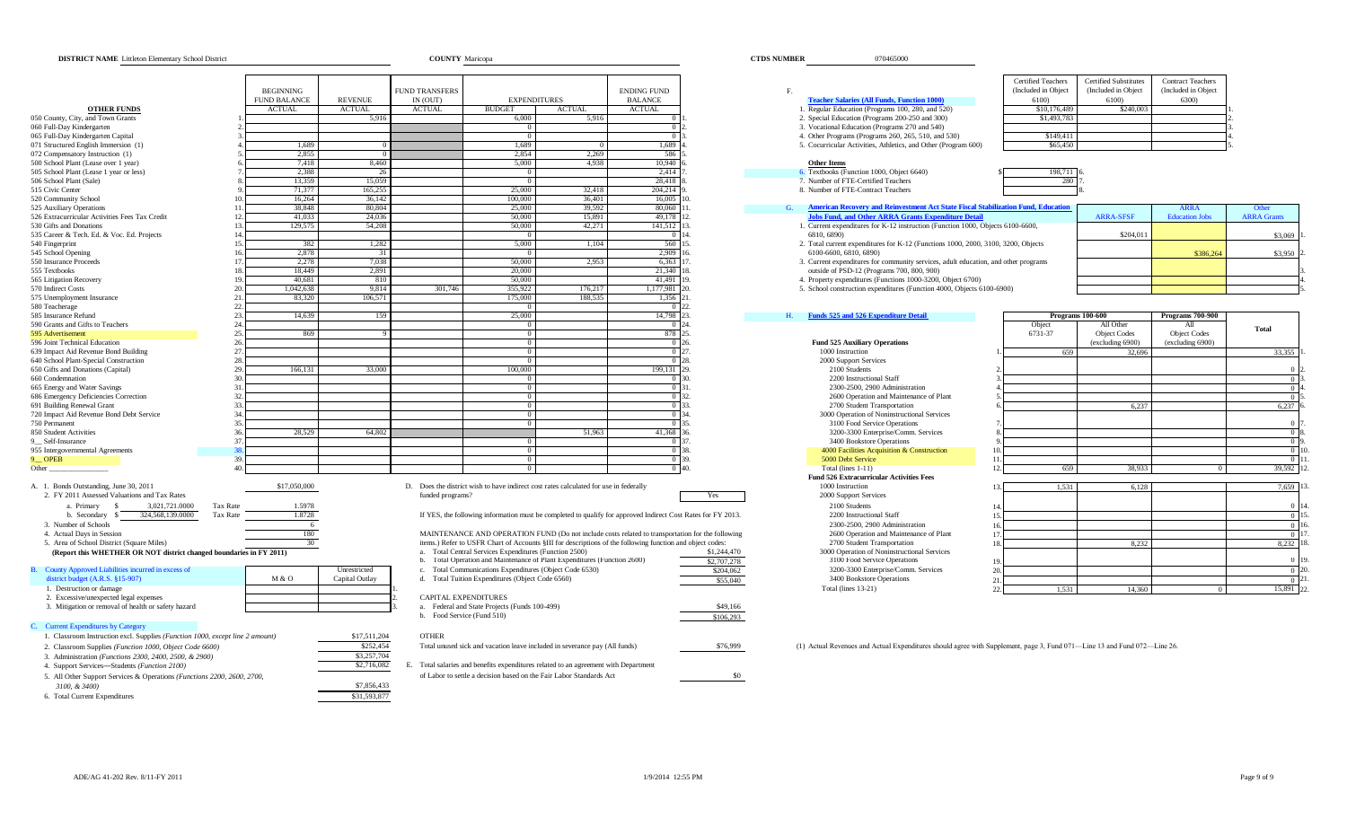**DISTRICT NAME** Littleton Elementary School District **COUNTY** Maricopa **CTDS NUMBER** 070465000

| OTHER FUNDS | | BEGINNING FUND BALANCE ACTUAL | REVENUE ACTUAL | FUND TRANSFERS IN (OUT) ACTUAL | EXPENDITURES BUDGET | EXPENDITURES ACTUAL | ENDING FUND BALANCE ACTUAL | |
|---|---|---|---|---|---|---|---|---|
| 050 County, City, and Town Grants | 1. | | 5,916 | | 6,000 | 5,916 | 0 | 1. |
| 060 Full-Day Kindergarten | 2. | | | | 0 | | 0 | 2. |
| 065 Full-Day Kindergarten Capital | 3. | | | | 0 | | 0 | 3. |
| 071 Structured English Immersion (1) | 4. | 1,689 | 0 | | 1,689 | 0 | 1,689 | 4. |
| 072 Compensatory Instruction (1) | 5. | 2,855 | 0 | | 2,854 | 2,269 | 586 | 5. |
| 500 School Plant (Lease over 1 year) | 6. | 7,418 | 8,460 | | 5,000 | 4,938 | 10,940 | 6. |
| 505 School Plant (Lease 1 year or less) | 7. | 2,388 | 26 | | 0 | | 2,414 | 7. |
| 506 School Plant (Sale) | 8. | 13,359 | 15,059 | | 0 | | 28,418 | 8. |
| 515 Civic Center | 9. | 71,377 | 165,255 | | 25,000 | 32,418 | 204,214 | 9. |
| 520 Community School | 10. | 16,264 | 36,142 | | 100,000 | 36,401 | 16,005 | 10. |
| 525 Auxiliary Operations | 11. | 38,848 | 80,804 | | 25,000 | 39,592 | 80,060 | 11. |
| 526 Extracurricular Activities Fees Tax Credit | 12. | 41,033 | 24,036 | | 50,000 | 15,891 | 49,178 | 12. |
| 530 Gifts and Donations | 13. | 129,575 | 54,208 | | 50,000 | 42,271 | 141,512 | 13. |
| 535 Career & Tech. Ed. & Voc. Ed. Projects | 14. | | | | 0 | | 0 | 14. |
| 540 Fingerprint | 15. | 382 | 1,282 | | 5,000 | 1,104 | 560 | 15. |
| 545 School Opening | 16. | 2,878 | 31 | | 0 | | 2,909 | 16. |
| 550 Insurance Proceeds | 17. | 2,278 | 7,038 | | 50,000 | 2,953 | 6,363 | 17. |
| 555 Textbooks | 18. | 18,449 | 2,891 | | 20,000 | | 21,340 | 18. |
| 565 Litigation Recovery | 19. | 40,681 | 810 | | 50,000 | | 41,491 | 19. |
| 570 Indirect Costs | 20. | 1,042,638 | 9,814 | 301,746 | 355,922 | 176,217 | 1,177,981 | 20. |
| 575 Unemployment Insurance | 21. | 83,320 | 106,571 | | 175,000 | 188,535 | 1,356 | 21. |
| 580 Teacherage | 22. | | | | 0 | | 0 | 22. |
| 585 Insurance Refund | 23. | 14,639 | 159 | | 25,000 | | 14,798 | 23. |
| 590 Grants and Gifts to Teachers | 24. | | | | 0 | | 0 | 24. |
| 595 Advertisement | 25. | 869 | 9 | | 0 | | 878 | 25. |
| 596 Joint Technical Education | 26. | | | | 0 | | 0 | 26. |
| 639 Impact Aid Revenue Bond Building | 27. | | | | 0 | | 0 | 27. |
| 640 School Plant-Special Construction | 28. | | | | 0 | | 0 | 28. |
| 650 Gifts and Donations (Capital) | 29. | 166,131 | 33,000 | | 100,000 | | 199,131 | 29. |
| 660 Condemnation | 30. | | | | 0 | | 0 | 30. |
| 665 Energy and Water Savings | 31. | | | | 0 | | 0 | 31. |
| 686 Emergency Deficiencies Correction | 32. | | | | 0 | | 0 | 32. |
| 691 Building Renewal Grant | 33. | | | | 0 | | 0 | 33. |
| 720 Impact Aid Revenue Bond Debt Service | 34. | | | | 0 | | 0 | 34. |
| 750 Permanent | 35. | | | | 0 | | 0 | 35. |
| 850 Student Activities | 36. | 28,529 | 64,802 | | | 51,963 | 41,368 | 36. |
| 9__ Self-Insurance | 37. | | | | 0 | | 0 | 37. |
| 955 Intergovernmental Agreements | 38. | | | | 0 | | 0 | 38. |
| 9__ OPEB | 39. | | | | 0 | | 0 | 39. |
| Other ________________ | 40. | | | | 0 | | 0 | 40. |

A. 1. Bonds Outstanding, June 30, 2011 — $17,050,000
2. FY 2011 Assessed Valuations and Tax Rates
- a. Primary $ 3,021,721.0000 Tax Rate 1.5978
- b. Secondary $ 324,568,139.0000 Tax Rate 1.8728

3. Number of Schools — 6
4. Actual Days in Session — 180
5. Area of School District (Square Miles) — 30

**(Report this WHETHER OR NOT district changed boundaries in FY 2011)**

B. County Approved Liabilities incurred in excess of district budget (A.R.S. §15-907)

| | | M & O | Unrestricted Capital Outlay | |
|---|---|---|---|---|
| 1. Destruction or damage | 1. | | | 1. |
| 2. Excessive/unexpected legal expenses | 2. | | | 2. |
| 3. Mitigation or removal of health or safety hazard | 3. | | | 3. |

C. Current Expenditures by Category

| | |
|---|---|
| 1. Classroom Instruction excl. Supplies *(Function 1000, except line 2 amount)* | $17,511,204 |
| 2. Classroom Supplies *(Function 1000, Object Code 6600)* | $252,454 |
| 3. Administration *(Functions 2300, 2400, 2500, & 2900)* | $3,257,704 |
| 4. Support Services—Students *(Function 2100)* | $2,716,082 |
| 5. All Other Support Services & Operations *(Functions 2200, 2600, 2700, 3100, & 3400)* | $7,856,433 |
| 6. Total Current Expenditures | $31,593,877 |

D. Does the district wish to have indirect cost rates calculated for use in federally funded programs? — Yes

If YES, the following information must be completed to qualify for approved Indirect Cost Rates for FY 2013.

MAINTENANCE AND OPERATION FUND (Do not include costs related to transportation for the following items.) Refer to USFR Chart of Accounts §III for descriptions of the following function and object codes:

| | |
|---|---|
| a. Total Central Services Expenditures (Function 2500) | $1,244,470 |
| b. Total Operation and Maintenance of Plant Expenditures (Function 2600) | $2,707,278 |
| c. Total Communications Expenditures (Object Code 6530) | $204,062 |
| d. Total Tuition Expenditures (Object Code 6560) | $55,040 |

CAPITAL EXPENDITURES

| | |
|---|---|
| a. Federal and State Projects (Funds 100-499) | $49,166 |
| b. Food Service (Fund 510) | $106,293 |

OTHER

Total unused sick and vacation leave included in severance pay (All funds) — $76,999

E. Total salaries and benefits expenditures related to an agreement with Department of Labor to settle a decision based on the Fair Labor Standards Act — $0

F.

| Teacher Salaries (All Funds, Function 1000) | Certified Teachers (Included in Object 6100) | Certified Substitutes (Included in Object 6100) | Contract Teachers (Included in Object 6300) | |
|---|---|---|---|---|
| 1. Regular Education (Programs 100, 280, and 520) | $10,176,489 | $240,003 | | 1. |
| 2. Special Education (Programs 200-250 and 300) | $1,493,783 | | | 2. |
| 3. Vocational Education (Programs 270 and 540) | | | | 3. |
| 4. Other Programs (Programs 260, 265, 510, and 530) | $149,411 | | | 4. |
| 5. Cocurricular Activities, Athletics, and Other (Program 600) | $65,450 | | | 5. |

**Other Items**

| | | |
|---|---|---|
| 6. Textbooks (Function 1000, Object 6640) | $ 198,711 | 6. |
| 7. Number of FTE-Certified Teachers | 280 | 7. |
| 8. Number of FTE-Contract Teachers | | 8. |

G. **American Recovery and Reinvestment Act State Fiscal Stabilization Fund, Education Jobs Fund, and Other ARRA Grants Expenditure Detail**

| | ARRA-SFSF | ARRA Education Jobs | Other ARRA Grants | |
|---|---|---|---|---|
| 1. Current expenditures for K-12 instruction (Function 1000, Objects 6100-6600, 6810, 6890) | $204,011 | | $3,069 | 1. |
| 2. Total current expenditures for K-12 (Functions 1000, 2000, 3100, 3200, Objects 6100-6600, 6810, 6890) | | $386,264 | $3,950 | 2. |
| 3. Current expenditures for community services, adult education, and other programs outside of PSD-12 (Programs 700, 800, 900) | | | | 3. |
| 4. Property expenditures (Functions 1000-3200, Object 6700) | | | | 4. |
| 5. School construction expenditures (Function 4000, Objects 6100-6900) | | | | 5. |

H. **Funds 525 and 526 Expenditure Detail**

| | | Programs 100-600 Object 6731-37 | Programs 100-600 All Other Object Codes (excluding 6900) | Programs 700-900 All Object Codes (excluding 6900) | Total | |
|---|---|---|---|---|---|---|
| **Fund 525 Auxiliary Operations** | | | | | | |
| 1000 Instruction | 1. | 659 | 32,696 | | 33,355 | 1. |
| 2000 Support Services | | | | | | |
| 2100 Students | 2. | | | | 0 | 2. |
| 2200 Instructional Staff | 3. | | | | 0 | 3. |
| 2300-2500, 2900 Administration | 4. | | | | 0 | 4. |
| 2600 Operation and Maintenance of Plant | 5. | | | | 0 | 5. |
| 2700 Student Transportation | 6. | | 6,237 | | 6,237 | 6. |
| 3000 Operation of Noninstructional Services | | | | | | |
| 3100 Food Service Operations | 7. | | | | 0 | 7. |
| 3200-3300 Enterprise/Comm. Services | 8. | | | | 0 | 8. |
| 3400 Bookstore Operations | 9. | | | | 0 | 9. |
| 4000 Facilities Acquisition & Construction | 10. | | | | 0 | 10. |
| 5000 Debt Service | 11. | | | | 0 | 11. |
| Total (lines 1-11) | 12. | 659 | 38,933 | 0 | 39,592 | 12. |
| **Fund 526 Extracurricular Activities Fees** | | | | | | |
| 1000 Instruction | 13. | 1,531 | 6,128 | | 7,659 | 13. |
| 2000 Support Services | | | | | | |
| 2100 Students | 14. | | | | 0 | 14. |
| 2200 Instructional Staff | 15. | | | | 0 | 15. |
| 2300-2500, 2900 Administration | 16. | | | | 0 | 16. |
| 2600 Operation and Maintenance of Plant | 17. | | | | 0 | 17. |
| 2700 Student Transportation | 18. | | 8,232 | | 8,232 | 18. |
| 3000 Operation of Noninstructional Services | | | | | | |
| 3100 Food Service Operations | 19. | | | | 0 | 19. |
| 3200-3300 Enterprise/Comm. Services | 20. | | | | 0 | 20. |
| 3400 Bookstore Operations | 21. | | | | 0 | 21. |
| Total (lines 13-21) | 22. | 1,531 | 14,360 | 0 | 15,891 | 22. |

(1) Actual Revenues and Actual Expenditures should agree with Supplement, page 3, Fund 071—Line 13 and Fund 072—Line 26.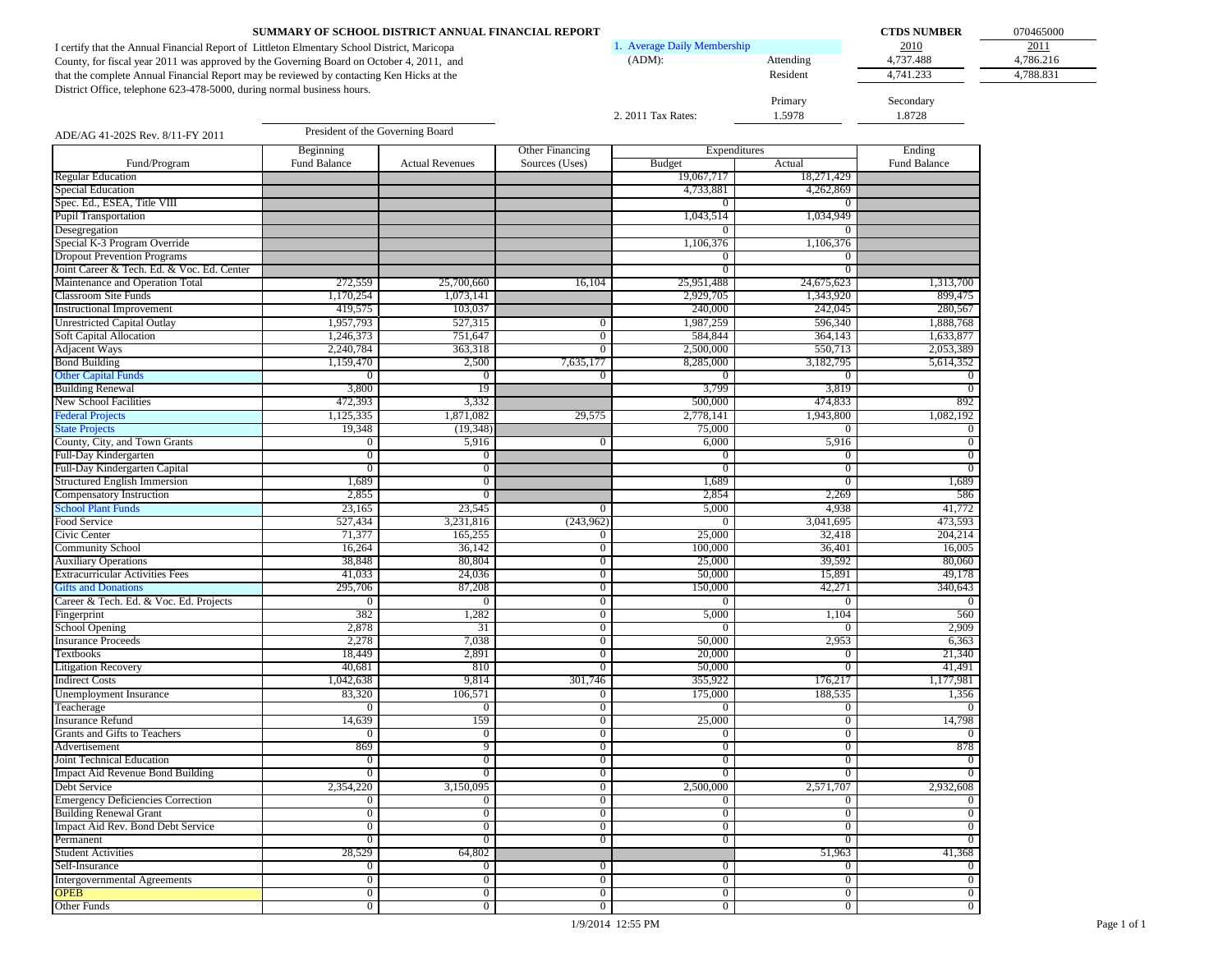## SUMMARY OF SCHOOL DISTRICT ANNUAL FINANCIAL REPORT

I certify that the Annual Financial Report of Littleton Elementary School District, Maricopa County, for fiscal year 2011 was approved by the Governing Board on October 4, 2011, and that the complete Annual Financial Report may be reviewed by contacting Ken Hicks at the District Office, telephone 623-478-5000, during normal business hours.

President of the Governing Board

ADE/AG 41-202S Rev. 8/11-FY 2011

CTDS NUMBER: 070465000

| 1. Average Daily Membership (ADM): | | 2010 | 2011 |
|---|---|---|---|
| | Attending | 4,737.488 | 4,786.216 |
| | Resident | 4,741.233 | 4,788.831 |

| 2. 2011 Tax Rates: | Primary | Secondary |
|---|---|---|
| | 1.5978 | 1.8728 |

| Fund/Program | Beginning Fund Balance | Actual Revenues | Other Financing Sources (Uses) | Expenditures Budget | Expenditures Actual | Ending Fund Balance |
|---|---|---|---|---|---|---|
| Regular Education | | | | 19,067,717 | 18,271,429 | |
| Special Education | | | | 4,733,881 | 4,262,869 | |
| Spec. Ed., ESEA, Title VIII | | | | 0 | 0 | |
| Pupil Transportation | | | | 1,043,514 | 1,034,949 | |
| Desegregation | | | | 0 | 0 | |
| Special K-3 Program Override | | | | 1,106,376 | 1,106,376 | |
| Dropout Prevention Programs | | | | 0 | 0 | |
| Joint Career & Tech. Ed. & Voc. Ed. Center | | | | 0 | 0 | |
| Maintenance and Operation Total | 272,559 | 25,700,660 | 16,104 | 25,951,488 | 24,675,623 | 1,313,700 |
| Classroom Site Funds | 1,170,254 | 1,073,141 | | 2,929,705 | 1,343,920 | 899,475 |
| Instructional Improvement | 419,575 | 103,037 | | 240,000 | 242,045 | 280,567 |
| Unrestricted Capital Outlay | 1,957,793 | 527,315 | 0 | 1,987,259 | 596,340 | 1,888,768 |
| Soft Capital Allocation | 1,246,373 | 751,647 | 0 | 584,844 | 364,143 | 1,633,877 |
| Adjacent Ways | 2,240,784 | 363,318 | 0 | 2,500,000 | 550,713 | 2,053,389 |
| Bond Building | 1,159,470 | 2,500 | 7,635,177 | 8,285,000 | 3,182,795 | 5,614,352 |
| Other Capital Funds | 0 | 0 | 0 | 0 | 0 | 0 |
| Building Renewal | 3,800 | 19 | | 3,799 | 3,819 | 0 |
| New School Facilities | 472,393 | 3,332 | | 500,000 | 474,833 | 892 |
| Federal Projects | 1,125,335 | 1,871,082 | 29,575 | 2,778,141 | 1,943,800 | 1,082,192 |
| State Projects | 19,348 | (19,348) | | 75,000 | 0 | 0 |
| County, City, and Town Grants | 0 | 5,916 | 0 | 6,000 | 5,916 | 0 |
| Full-Day Kindergarten | 0 | 0 | | 0 | 0 | 0 |
| Full-Day Kindergarten Capital | 0 | 0 | | 0 | 0 | 0 |
| Structured English Immersion | 1,689 | 0 | | 1,689 | 0 | 1,689 |
| Compensatory Instruction | 2,855 | 0 | | 2,854 | 2,269 | 586 |
| School Plant Funds | 23,165 | 23,545 | 0 | 5,000 | 4,938 | 41,772 |
| Food Service | 527,434 | 3,231,816 | (243,962) | 0 | 3,041,695 | 473,593 |
| Civic Center | 71,377 | 165,255 | 0 | 25,000 | 32,418 | 204,214 |
| Community School | 16,264 | 36,142 | 0 | 100,000 | 36,401 | 16,005 |
| Auxiliary Operations | 38,848 | 80,804 | 0 | 25,000 | 39,592 | 80,060 |
| Extracurricular Activities Fees | 41,033 | 24,036 | 0 | 50,000 | 15,891 | 49,178 |
| Gifts and Donations | 295,706 | 87,208 | 0 | 150,000 | 42,271 | 340,643 |
| Career & Tech. Ed. & Voc. Ed. Projects | 0 | 0 | 0 | 0 | 0 | 0 |
| Fingerprint | 382 | 1,282 | 0 | 5,000 | 1,104 | 560 |
| School Opening | 2,878 | 31 | 0 | 0 | 0 | 2,909 |
| Insurance Proceeds | 2,278 | 7,038 | 0 | 50,000 | 2,953 | 6,363 |
| Textbooks | 18,449 | 2,891 | 0 | 20,000 | 0 | 21,340 |
| Litigation Recovery | 40,681 | 810 | 0 | 50,000 | 0 | 41,491 |
| Indirect Costs | 1,042,638 | 9,814 | 301,746 | 355,922 | 176,217 | 1,177,981 |
| Unemployment Insurance | 83,320 | 106,571 | 0 | 175,000 | 188,535 | 1,356 |
| Teacherage | 0 | 0 | 0 | 0 | 0 | 0 |
| Insurance Refund | 14,639 | 159 | 0 | 25,000 | 0 | 14,798 |
| Grants and Gifts to Teachers | 0 | 0 | 0 | 0 | 0 | 0 |
| Advertisement | 869 | 9 | 0 | 0 | 0 | 878 |
| Joint Technical Education | 0 | 0 | 0 | 0 | 0 | 0 |
| Impact Aid Revenue Bond Building | 0 | 0 | 0 | 0 | 0 | 0 |
| Debt Service | 2,354,220 | 3,150,095 | 0 | 2,500,000 | 2,571,707 | 2,932,608 |
| Emergency Deficiencies Correction | 0 | 0 | 0 | 0 | 0 | 0 |
| Building Renewal Grant | 0 | 0 | 0 | 0 | 0 | 0 |
| Impact Aid Rev. Bond Debt Service | 0 | 0 | 0 | 0 | 0 | 0 |
| Permanent | 0 | 0 | 0 | 0 | 0 | 0 |
| Student Activities | 28,529 | 64,802 | | | 51,963 | 41,368 |
| Self-Insurance | 0 | 0 | 0 | 0 | 0 | 0 |
| Intergovernmental Agreements | 0 | 0 | 0 | 0 | 0 | 0 |
| OPEB | 0 | 0 | 0 | 0 | 0 | 0 |
| Other Funds | 0 | 0 | 0 | 0 | 0 | 0 |

1/9/2014 12:55 PM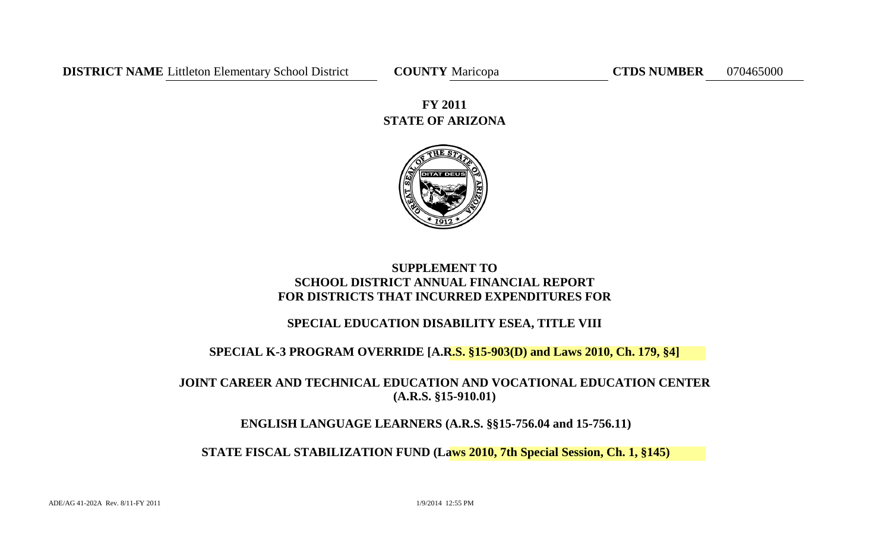**DISTRICT NAME** Littleton Elementary School District **COUNTY** Maricopa **CTDS NUMBER** 070465000

# FY 2011
# STATE OF ARIZONA

## SUPPLEMENT TO SCHOOL DISTRICT ANNUAL FINANCIAL REPORT FOR DISTRICTS THAT INCURRED EXPENDITURES FOR

### SPECIAL EDUCATION DISABILITY ESEA, TITLE VIII

### SPECIAL K-3 PROGRAM OVERRIDE [A.R.S. §15-903(D) and Laws 2010, Ch. 179, §4]

### JOINT CAREER AND TECHNICAL EDUCATION AND VOCATIONAL EDUCATION CENTER (A.R.S. §15-910.01)

### ENGLISH LANGUAGE LEARNERS (A.R.S. §§15-756.04 and 15-756.11)

### STATE FISCAL STABILIZATION FUND (Laws 2010, 7th Special Session, Ch. 1, §145)

ADE/AG 41-202A Rev. 8/11-FY 2011 1/9/2014 12:55 PM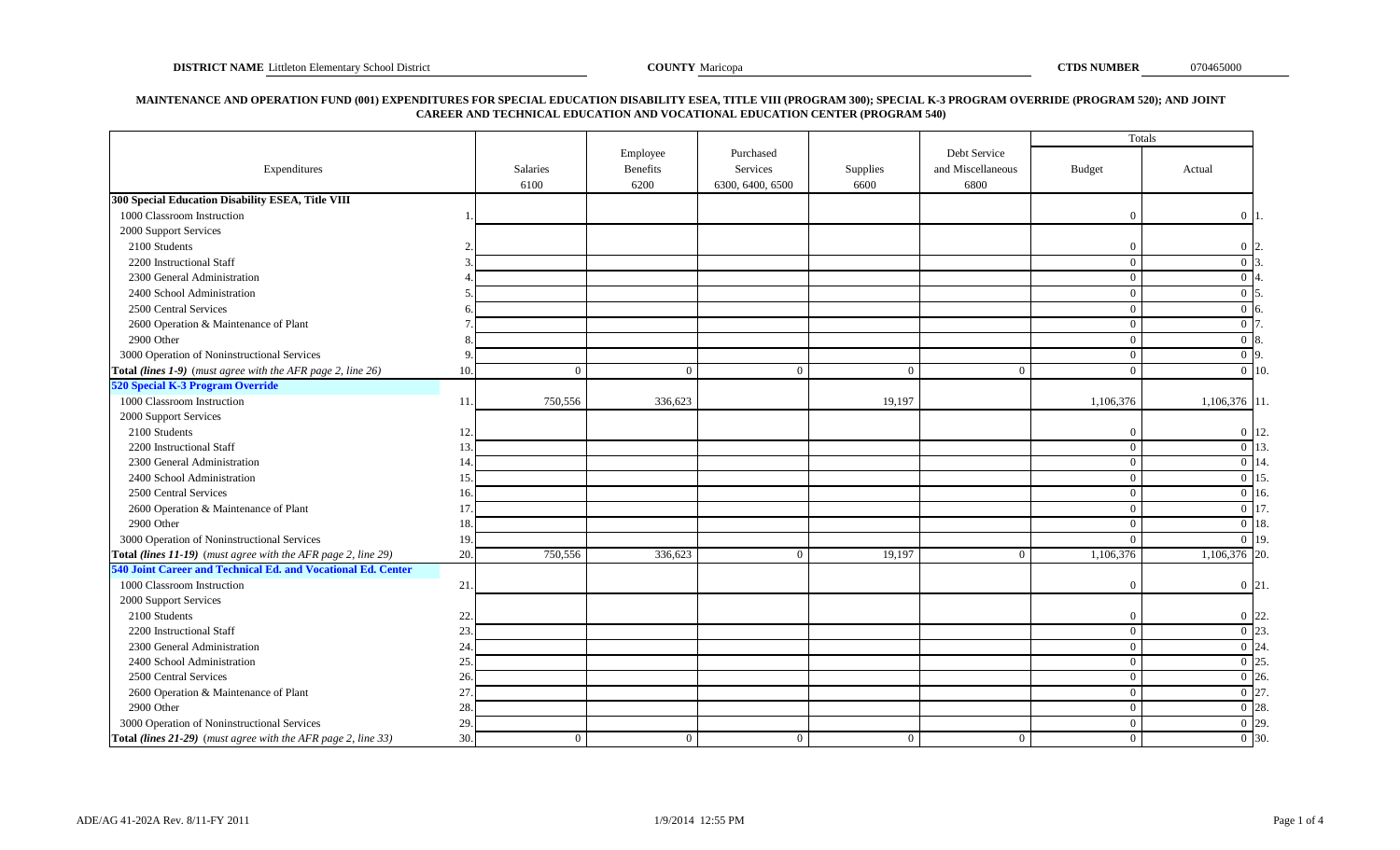**DISTRICT NAME** Littleton Elementary School District **COUNTY** Maricopa **CTDS NUMBER** 070465000

**MAINTENANCE AND OPERATION FUND (001) EXPENDITURES FOR SPECIAL EDUCATION DISABILITY ESEA, TITLE VIII (PROGRAM 300); SPECIAL K-3 PROGRAM OVERRIDE (PROGRAM 520); AND JOINT CAREER AND TECHNICAL EDUCATION AND VOCATIONAL EDUCATION CENTER (PROGRAM 540)**

| Expenditures | | Salaries 6100 | Employee Benefits 6200 | Purchased Services 6300, 6400, 6500 | Supplies 6600 | Debt Service and Miscellaneous 6800 | Totals Budget | Totals Actual | |
|---|---|---|---|---|---|---|---|---|---|
| **300 Special Education Disability ESEA, Title VIII** | | | | | | | | | |
| 1000 Classroom Instruction | 1. | | | | | | 0 | 0 | 1. |
| 2000 Support Services | | | | | | | | | |
| 2100 Students | 2. | | | | | | 0 | 0 | 2. |
| 2200 Instructional Staff | 3. | | | | | | 0 | 0 | 3. |
| 2300 General Administration | 4. | | | | | | 0 | 0 | 4. |
| 2400 School Administration | 5. | | | | | | 0 | 0 | 5. |
| 2500 Central Services | 6. | | | | | | 0 | 0 | 6. |
| 2600 Operation & Maintenance of Plant | 7. | | | | | | 0 | 0 | 7. |
| 2900 Other | 8. | | | | | | 0 | 0 | 8. |
| 3000 Operation of Noninstructional Services | 9. | | | | | | 0 | 0 | 9. |
| **Total** ***(lines 1-9)*** *(must agree with the AFR page 2, line 26)* | 10. | 0 | 0 | 0 | 0 | 0 | 0 | 0 | 10. |
| **520 Special K-3 Program Override** | | | | | | | | | |
| 1000 Classroom Instruction | 11. | 750,556 | 336,623 | | 19,197 | | 1,106,376 | 1,106,376 | 11. |
| 2000 Support Services | | | | | | | | | |
| 2100 Students | 12. | | | | | | 0 | 0 | 12. |
| 2200 Instructional Staff | 13. | | | | | | 0 | 0 | 13. |
| 2300 General Administration | 14. | | | | | | 0 | 0 | 14. |
| 2400 School Administration | 15. | | | | | | 0 | 0 | 15. |
| 2500 Central Services | 16. | | | | | | 0 | 0 | 16. |
| 2600 Operation & Maintenance of Plant | 17. | | | | | | 0 | 0 | 17. |
| 2900 Other | 18. | | | | | | 0 | 0 | 18. |
| 3000 Operation of Noninstructional Services | 19. | | | | | | 0 | 0 | 19. |
| **Total** ***(lines 11-19)*** *(must agree with the AFR page 2, line 29)* | 20. | 750,556 | 336,623 | 0 | 19,197 | 0 | 1,106,376 | 1,106,376 | 20. |
| **540 Joint Career and Technical Ed. and Vocational Ed. Center** | | | | | | | | | |
| 1000 Classroom Instruction | 21. | | | | | | 0 | 0 | 21. |
| 2000 Support Services | | | | | | | | | |
| 2100 Students | 22. | | | | | | 0 | 0 | 22. |
| 2200 Instructional Staff | 23. | | | | | | 0 | 0 | 23. |
| 2300 General Administration | 24. | | | | | | 0 | 0 | 24. |
| 2400 School Administration | 25. | | | | | | 0 | 0 | 25. |
| 2500 Central Services | 26. | | | | | | 0 | 0 | 26. |
| 2600 Operation & Maintenance of Plant | 27. | | | | | | 0 | 0 | 27. |
| 2900 Other | 28. | | | | | | 0 | 0 | 28. |
| 3000 Operation of Noninstructional Services | 29. | | | | | | 0 | 0 | 29. |
| **Total** ***(lines 21-29)*** *(must agree with the AFR page 2, line 33)* | 30. | 0 | 0 | 0 | 0 | 0 | 0 | 0 | 30. |

ADE/AG 41-202A Rev. 8/11-FY 2011 1/9/2014 12:55 PM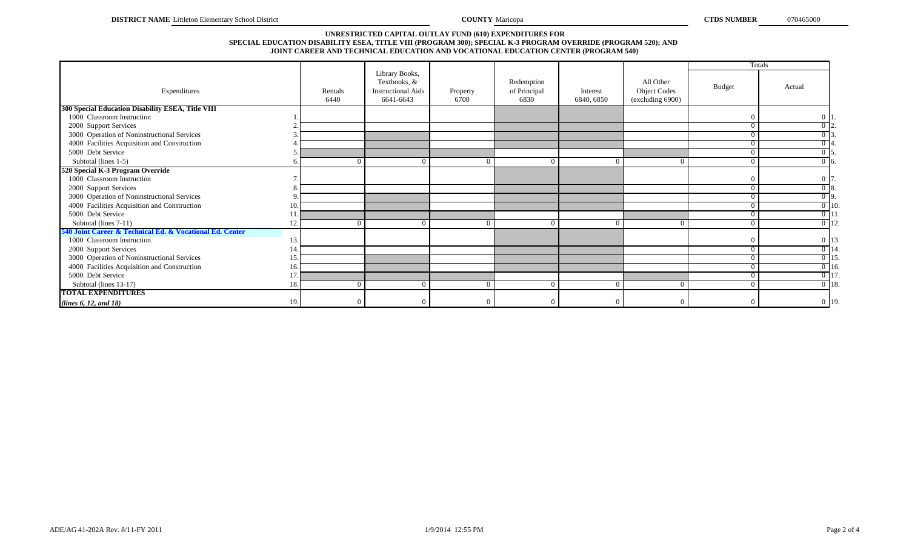**DISTRICT NAME** Littleton Elementary School District **COUNTY** Maricopa **CTDS NUMBER** 070465000

**UNRESTRICTED CAPITAL OUTLAY FUND (610) EXPENDITURES FOR SPECIAL EDUCATION DISABILITY ESEA, TITLE VIII (PROGRAM 300); SPECIAL K-3 PROGRAM OVERRIDE (PROGRAM 520); AND JOINT CAREER AND TECHNICAL EDUCATION AND VOCATIONAL EDUCATION CENTER (PROGRAM 540)**

| Expenditures | | Rentals 6440 | Library Books, Textbooks, & Instructional Aids 6641-6643 | Property 6700 | Redemption of Principal 6830 | Interest 6840, 6850 | All Other Object Codes (excluding 6900) | Totals Budget | Totals Actual | |
|---|---|---|---|---|---|---|---|---|---|---|
| **300 Special Education Disability ESEA, Title VIII** | | | | | | | | | | |
| 1000 Classroom Instruction | 1. | | | | | | | 0 | 0 | 1. |
| 2000 Support Services | 2. | | | | | | | 0 | 0 | 2. |
| 3000 Operation of Noninstructional Services | 3. | | | | | | | 0 | 0 | 3. |
| 4000 Facilities Acquisition and Construction | 4. | | | | | | | 0 | 0 | 4. |
| 5000 Debt Service | 5. | | | | | | | 0 | 0 | 5. |
| Subtotal (lines 1-5) | 6. | 0 | 0 | 0 | 0 | 0 | 0 | 0 | 0 | 6. |
| **520 Special K-3 Program Override** | | | | | | | | | | |
| 1000 Classroom Instruction | 7. | | | | | | | 0 | 0 | 7. |
| 2000 Support Services | 8. | | | | | | | 0 | 0 | 8. |
| 3000 Operation of Noninstructional Services | 9. | | | | | | | 0 | 0 | 9. |
| 4000 Facilities Acquisition and Construction | 10. | | | | | | | 0 | 0 | 10. |
| 5000 Debt Service | 11. | | | | | | | 0 | 0 | 11. |
| Subtotal (lines 7-11) | 12. | 0 | 0 | 0 | 0 | 0 | 0 | 0 | 0 | 12. |
| **540 Joint Career & Technical Ed. & Vocational Ed. Center** | | | | | | | | | | |
| 1000 Classroom Instruction | 13. | | | | | | | 0 | 0 | 13. |
| 2000 Support Services | 14. | | | | | | | 0 | 0 | 14. |
| 3000 Operation of Noninstructional Services | 15. | | | | | | | 0 | 0 | 15. |
| 4000 Facilities Acquisition and Construction | 16. | | | | | | | 0 | 0 | 16. |
| 5000 Debt Service | 17. | | | | | | | 0 | 0 | 17. |
| Subtotal (lines 13-17) | 18. | 0 | 0 | 0 | 0 | 0 | 0 | 0 | 0 | 18. |
| **TOTAL EXPENDITURES** *(lines 6, 12, and 18)* | 19. | 0 | 0 | 0 | 0 | 0 | 0 | 0 | 0 | 19. |

ADE/AG 41-202A Rev. 8/11-FY 2011 1/9/2014 12:55 PM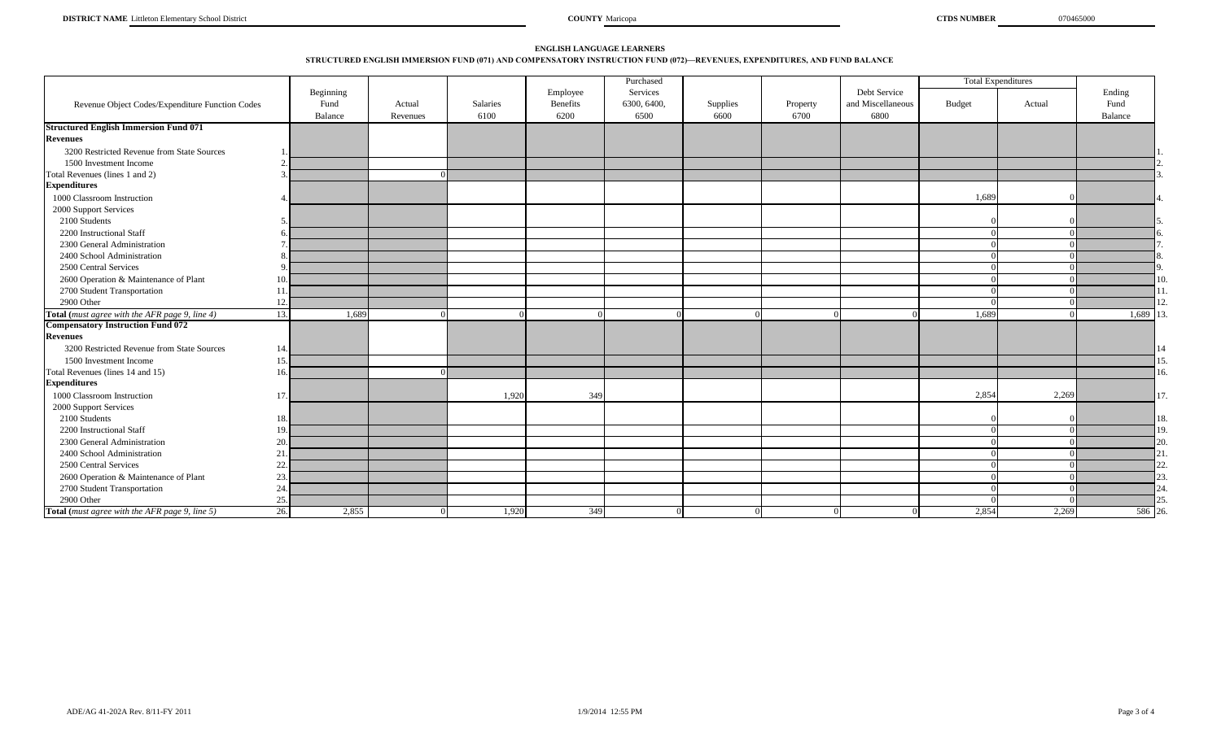**DISTRICT NAME** Littleton Elementary School District **COUNTY** Maricopa **CTDS NUMBER** 070465000

## ENGLISH LANGUAGE LEARNERS

### STRUCTURED ENGLISH IMMERSION FUND (071) AND COMPENSATORY INSTRUCTION FUND (072)—REVENUES, EXPENDITURES, AND FUND BALANCE

| Revenue Object Codes/Expenditure Function Codes | | Beginning Fund Balance | Actual Revenues | Salaries 6100 | Employee Benefits 6200 | Purchased Services 6300, 6400, 6500 | Supplies 6600 | Property 6700 | Debt Service and Miscellaneous 6800 | Total Expenditures Budget | Total Expenditures Actual | Ending Fund Balance | |
|---|---|---|---|---|---|---|---|---|---|---|---|---|---|
| **Structured English Immersion Fund 071** | | | | | | | | | | | | | |
| **Revenues** | | | | | | | | | | | | | |
| 3200 Restricted Revenue from State Sources | 1. | | | | | | | | | | | | 1. |
| 1500 Investment Income | 2. | | | | | | | | | | | | 2. |
| Total Revenues (lines 1 and 2) | 3. | | 0 | | | | | | | | | | 3. |
| **Expenditures** | | | | | | | | | | | | | |
| 1000 Classroom Instruction | 4. | | | | | | | | | 1,689 | 0 | | 4. |
| 2000 Support Services | | | | | | | | | | | | | |
| 2100 Students | 5. | | | | | | | | | 0 | 0 | | 5. |
| 2200 Instructional Staff | 6. | | | | | | | | | 0 | 0 | | 6. |
| 2300 General Administration | 7. | | | | | | | | | 0 | 0 | | 7. |
| 2400 School Administration | 8. | | | | | | | | | 0 | 0 | | 8. |
| 2500 Central Services | 9. | | | | | | | | | 0 | 0 | | 9. |
| 2600 Operation & Maintenance of Plant | 10. | | | | | | | | | 0 | 0 | | 10. |
| 2700 Student Transportation | 11. | | | | | | | | | 0 | 0 | | 11. |
| 2900 Other | 12. | | | | | | | | | 0 | 0 | | 12. |
| **Total** (*must agree with the AFR page 9, line 4*) | 13. | 1,689 | 0 | 0 | 0 | 0 | 0 | 0 | 0 | 1,689 | 0 | 1,689 | 13. |
| **Compensatory Instruction Fund 072** | | | | | | | | | | | | | |
| **Revenues** | | | | | | | | | | | | | |
| 3200 Restricted Revenue from State Sources | 14. | | | | | | | | | | | | 14 |
| 1500 Investment Income | 15. | | | | | | | | | | | | 15. |
| Total Revenues (lines 14 and 15) | 16. | | 0 | | | | | | | | | | 16. |
| **Expenditures** | | | | | | | | | | | | | |
| 1000 Classroom Instruction | 17. | | | 1,920 | 349 | | | | | 2,854 | 2,269 | | 17. |
| 2000 Support Services | | | | | | | | | | | | | |
| 2100 Students | 18. | | | | | | | | | 0 | 0 | | 18. |
| 2200 Instructional Staff | 19. | | | | | | | | | 0 | 0 | | 19. |
| 2300 General Administration | 20. | | | | | | | | | 0 | 0 | | 20. |
| 2400 School Administration | 21. | | | | | | | | | 0 | 0 | | 21. |
| 2500 Central Services | 22. | | | | | | | | | 0 | 0 | | 22. |
| 2600 Operation & Maintenance of Plant | 23. | | | | | | | | | 0 | 0 | | 23. |
| 2700 Student Transportation | 24. | | | | | | | | | 0 | 0 | | 24. |
| 2900 Other | 25. | | | | | | | | | 0 | 0 | | 25. |
| **Total** (*must agree with the AFR page 9, line 5*) | 26. | 2,855 | 0 | 1,920 | 349 | 0 | 0 | 0 | 0 | 2,854 | 2,269 | 586 | 26. |

ADE/AG 41-202A Rev. 8/11-FY 2011 1/9/2014 12:55 PM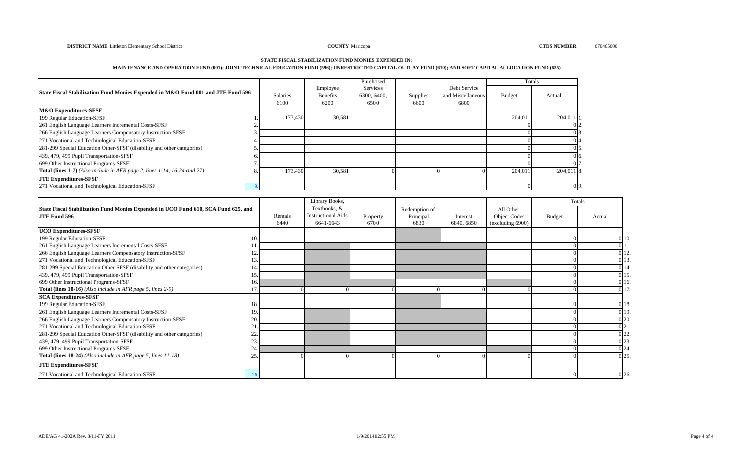**DISTRICT NAME** Littleton Elementary School District **COUNTY** Maricopa **CTDS NUMBER** 070465000

**STATE FISCAL STABILIZATION FUND MONIES EXPENDED IN:**

**MAINTENANCE AND OPERATION FUND (001); JOINT TECHNICAL EDUCATION FUND (596); UNRESTRICTED CAPITAL OUTLAY FUND (610); AND SOFT CAPITAL ALLOCATION FUND (625)**

| State Fiscal Stabilization Fund Monies Expended in M&O Fund 001 and JTE Fund 596 | | Salaries 6100 | Employee Benefits 6200 | Purchased Services 6300, 6400, 6500 | Supplies 6600 | Debt Service and Miscellaneous 6800 | Totals Budget | Totals Actual | |
|---|---|---|---|---|---|---|---|---|---|
| **M&O Expenditures-SFSF** | | | | | | | | | |
| 199 Regular Education-SFSF | 1. | 173,430 | 30,581 | | | | 204,011 | 204,011 | 1. |
| 261 English Language Learners Incremental Costs-SFSF | 2. | | | | | | 0 | 0 | 2. |
| 266 English Language Learners Compensatory Instruction-SFSF | 3. | | | | | | 0 | 0 | 3. |
| 271 Vocational and Technological Education-SFSF | 4. | | | | | | 0 | 0 | 4. |
| 281-299 Special Education Other-SFSF (disability and other categories) | 5. | | | | | | 0 | 0 | 5. |
| 439, 479, 499 Pupil Transportation-SFSF | 6. | | | | | | 0 | 0 | 6. |
| 699 Other Instructional Programs-SFSF | 7. | | | | | | 0 | 0 | 7. |
| **Total (lines 1-7)** *(Also include in AFR page 2, lines 1-14, 16-24 and 27)* | 8. | 173,430 | 30,581 | 0 | 0 | 0 | 204,011 | 204,011 | 8. |
| **JTE Expenditures-SFSF** | | | | | | | | | |
| 271 Vocational and Technological Education-SFSF | 9. | | | | | | 0 | 0 | 9. |

| State Fiscal Stabilization Fund Monies Expended in UCO Fund 610, SCA Fund 625, and JTE Fund 596 | | Rentals 6440 | Library Books, Textbooks, & Instructional Aids 6641-6643 | Property 6700 | Redemption of Principal 6830 | Interest 6840, 6850 | All Other Object Codes (excluding 6900) | Totals Budget | Totals Actual | |
|---|---|---|---|---|---|---|---|---|---|---|
| **UCO Expenditures-SFSF** | | | | | | | | | | |
| 199 Regular Education-SFSF | 10. | | | | | | | 0 | 0 | 10. |
| 261 English Language Learners Incremental Costs-SFSF | 11. | | | | | | | 0 | 0 | 11. |
| 266 English Language Learners Compensatory Instruction-SFSF | 12. | | | | | | | 0 | 0 | 12. |
| 271 Vocational and Technological Education-SFSF | 13. | | | | | | | 0 | 0 | 13. |
| 281-299 Special Education Other-SFSF (disability and other categories) | 14. | | | | | | | 0 | 0 | 14. |
| 439, 479, 499 Pupil Transportation-SFSF | 15. | | | | | | | 0 | 0 | 15. |
| 699 Other Instructional Programs-SFSF | 16. | | | | | | | 0 | 0 | 16. |
| **Total (lines 10-16)** *(Also include in AFR page 5, lines 2-9)* | 17. | 0 | 0 | 0 | 0 | 0 | 0 | 0 | 0 | 17. |
| **SCA Expenditures-SFSF** | | | | | | | | | | |
| 199 Regular Education-SFSF | 18. | | | | | | | 0 | 0 | 18. |
| 261 English Language Learners Incremental Costs-SFSF | 19. | | | | | | | 0 | 0 | 19. |
| 266 English Language Learners Compensatory Instruction-SFSF | 20. | | | | | | | 0 | 0 | 20. |
| 271 Vocational and Technological Education-SFSF | 21. | | | | | | | 0 | 0 | 21. |
| 281-299 Special Education Other-SFSF (disability and other categories) | 22. | | | | | | | 0 | 0 | 22. |
| 439, 479, 499 Pupil Transportation-SFSF | 23. | | | | | | | 0 | 0 | 23. |
| 699 Other Instructional Programs-SFSF | 24. | | | | | | | 0 | 0 | 24. |
| **Total (lines 18-24)** *(Also include in AFR page 5, lines 11-18)* | 25. | 0 | 0 | 0 | 0 | 0 | 0 | 0 | 0 | 25. |
| **JTE Expenditures-SFSF** | | | | | | | | | | |
| 271 Vocational and Technological Education-SFSF | 26. | | | | | | | 0 | 0 | 26. |

ADE/AG 41-202A Rev. 8/11-FY 2011 1/9/2014 12:55 PM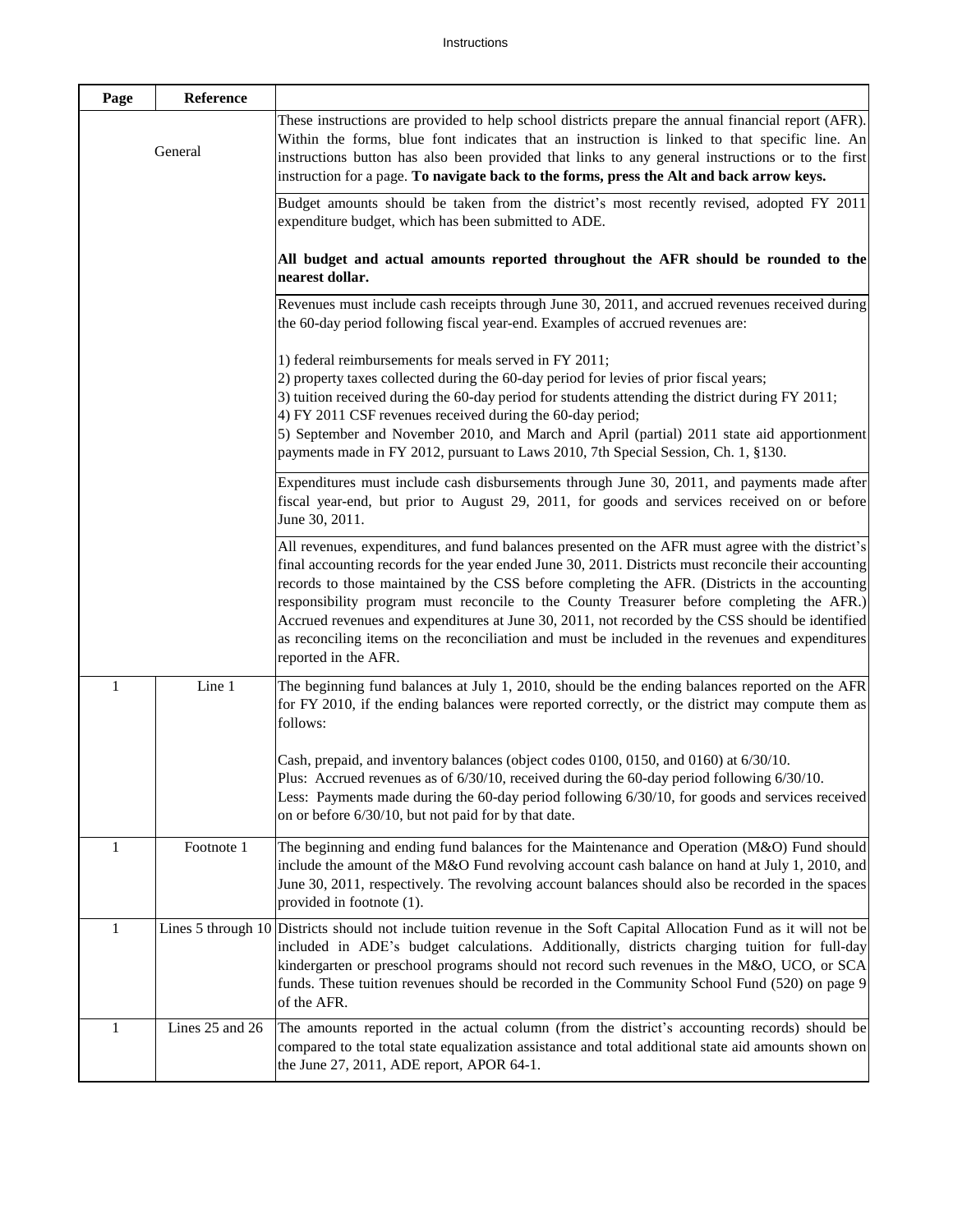Instructions

| Page | Reference | |
|---|---|---|
| General | | These instructions are provided to help school districts prepare the annual financial report (AFR). Within the forms, blue font indicates that an instruction is linked to that specific line. An instructions button has also been provided that links to any general instructions or to the first instruction for a page. **To navigate back to the forms, press the Alt and back arrow keys.** |
| | | Budget amounts should be taken from the district's most recently revised, adopted FY 2011 expenditure budget, which has been submitted to ADE.<br><br>**All budget and actual amounts reported throughout the AFR should be rounded to the nearest dollar.** |
| | | Revenues must include cash receipts through June 30, 2011, and accrued revenues received during the 60-day period following fiscal year-end. Examples of accrued revenues are:<br><br>1) federal reimbursements for meals served in FY 2011;<br>2) property taxes collected during the 60-day period for levies of prior fiscal years;<br>3) tuition received during the 60-day period for students attending the district during FY 2011;<br>4) FY 2011 CSF revenues received during the 60-day period;<br>5) September and November 2010, and March and April (partial) 2011 state aid apportionment payments made in FY 2012, pursuant to Laws 2010, 7th Special Session, Ch. 1, §130. |
| | | Expenditures must include cash disbursements through June 30, 2011, and payments made after fiscal year-end, but prior to August 29, 2011, for goods and services received on or before June 30, 2011. |
| | | All revenues, expenditures, and fund balances presented on the AFR must agree with the district's final accounting records for the year ended June 30, 2011. Districts must reconcile their accounting records to those maintained by the CSS before completing the AFR. (Districts in the accounting responsibility program must reconcile to the County Treasurer before completing the AFR.) Accrued revenues and expenditures at June 30, 2011, not recorded by the CSS should be identified as reconciling items on the reconciliation and must be included in the revenues and expenditures reported in the AFR. |
| 1 | Line 1 | The beginning fund balances at July 1, 2010, should be the ending balances reported on the AFR for FY 2010, if the ending balances were reported correctly, or the district may compute them as follows:<br><br>Cash, prepaid, and inventory balances (object codes 0100, 0150, and 0160) at 6/30/10.<br>Plus: Accrued revenues as of 6/30/10, received during the 60-day period following 6/30/10.<br>Less: Payments made during the 60-day period following 6/30/10, for goods and services received on or before 6/30/10, but not paid for by that date. |
| 1 | Footnote 1 | The beginning and ending fund balances for the Maintenance and Operation (M&O) Fund should include the amount of the M&O Fund revolving account cash balance on hand at July 1, 2010, and June 30, 2011, respectively. The revolving account balances should also be recorded in the spaces provided in footnote (1). |
| 1 | Lines 5 through 10 | Districts should not include tuition revenue in the Soft Capital Allocation Fund as it will not be included in ADE's budget calculations. Additionally, districts charging tuition for full-day kindergarten or preschool programs should not record such revenues in the M&O, UCO, or SCA funds. These tuition revenues should be recorded in the Community School Fund (520) on page 9 of the AFR. |
| 1 | Lines 25 and 26 | The amounts reported in the actual column (from the district's accounting records) should be compared to the total state equalization assistance and total additional state aid amounts shown on the June 27, 2011, ADE report, APOR 64-1. |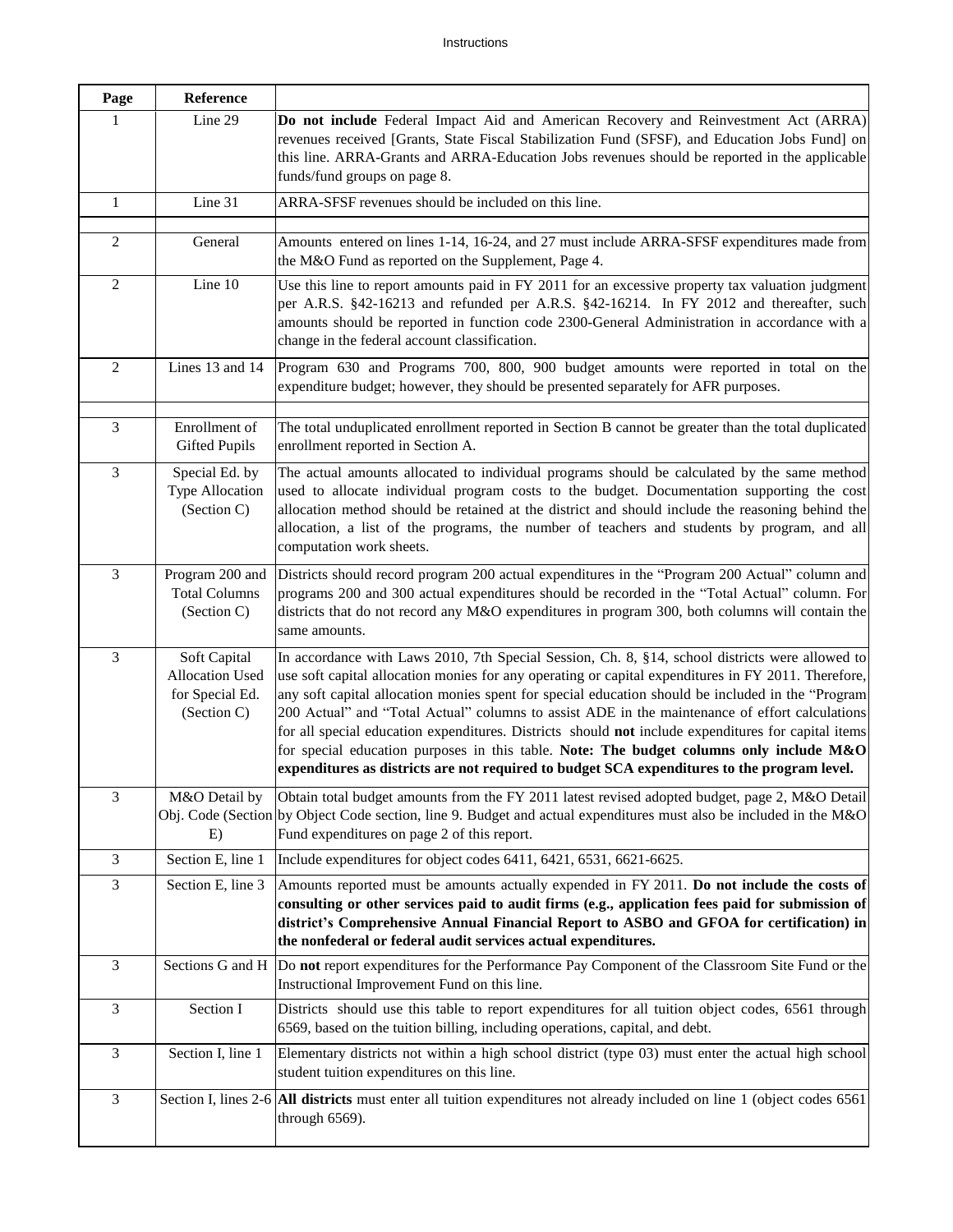# Instructions

| Page | Reference | |
|---|---|---|
| 1 | Line 29 | **Do not include** Federal Impact Aid and American Recovery and Reinvestment Act (ARRA) revenues received [Grants, State Fiscal Stabilization Fund (SFSF), and Education Jobs Fund] on this line. ARRA-Grants and ARRA-Education Jobs revenues should be reported in the applicable funds/fund groups on page 8. |
| 1 | Line 31 | ARRA-SFSF revenues should be included on this line. |
| | | |
| 2 | General | Amounts entered on lines 1-14, 16-24, and 27 must include ARRA-SFSF expenditures made from the M&O Fund as reported on the Supplement, Page 4. |
| 2 | Line 10 | Use this line to report amounts paid in FY 2011 for an excessive property tax valuation judgment per A.R.S. §42-16213 and refunded per A.R.S. §42-16214. In FY 2012 and thereafter, such amounts should be reported in function code 2300-General Administration in accordance with a change in the federal account classification. |
| 2 | Lines 13 and 14 | Program 630 and Programs 700, 800, 900 budget amounts were reported in total on the expenditure budget; however, they should be presented separately for AFR purposes. |
| | | |
| 3 | Enrollment of Gifted Pupils | The total unduplicated enrollment reported in Section B cannot be greater than the total duplicated enrollment reported in Section A. |
| 3 | Special Ed. by Type Allocation (Section C) | The actual amounts allocated to individual programs should be calculated by the same method used to allocate individual program costs to the budget. Documentation supporting the cost allocation method should be retained at the district and should include the reasoning behind the allocation, a list of the programs, the number of teachers and students by program, and all computation work sheets. |
| 3 | Program 200 and Total Columns (Section C) | Districts should record program 200 actual expenditures in the "Program 200 Actual" column and programs 200 and 300 actual expenditures should be recorded in the "Total Actual" column. For districts that do not record any M&O expenditures in program 300, both columns will contain the same amounts. |
| 3 | Soft Capital Allocation Used for Special Ed. (Section C) | In accordance with Laws 2010, 7th Special Session, Ch. 8, §14, school districts were allowed to use soft capital allocation monies for any operating or capital expenditures in FY 2011. Therefore, any soft capital allocation monies spent for special education should be included in the "Program 200 Actual" and "Total Actual" columns to assist ADE in the maintenance of effort calculations for all special education expenditures. Districts should **not** include expenditures for capital items for special education purposes in this table. **Note: The budget columns only include M&O expenditures as districts are not required to budget SCA expenditures to the program level.** |
| 3 | M&O Detail by Obj. Code (Section E) | Obtain total budget amounts from the FY 2011 latest revised adopted budget, page 2, M&O Detail by Object Code section, line 9. Budget and actual expenditures must also be included in the M&O Fund expenditures on page 2 of this report. |
| 3 | Section E, line 1 | Include expenditures for object codes 6411, 6421, 6531, 6621-6625. |
| 3 | Section E, line 3 | Amounts reported must be amounts actually expended in FY 2011. **Do not include the costs of consulting or other services paid to audit firms (e.g., application fees paid for submission of district's Comprehensive Annual Financial Report to ASBO and GFOA for certification) in the nonfederal or federal audit services actual expenditures.** |
| 3 | Sections G and H | Do **not** report expenditures for the Performance Pay Component of the Classroom Site Fund or the Instructional Improvement Fund on this line. |
| 3 | Section I | Districts should use this table to report expenditures for all tuition object codes, 6561 through 6569, based on the tuition billing, including operations, capital, and debt. |
| 3 | Section I, line 1 | Elementary districts not within a high school district (type 03) must enter the actual high school student tuition expenditures on this line. |
| 3 | Section I, lines 2-6 | **All districts** must enter all tuition expenditures not already included on line 1 (object codes 6561 through 6569). |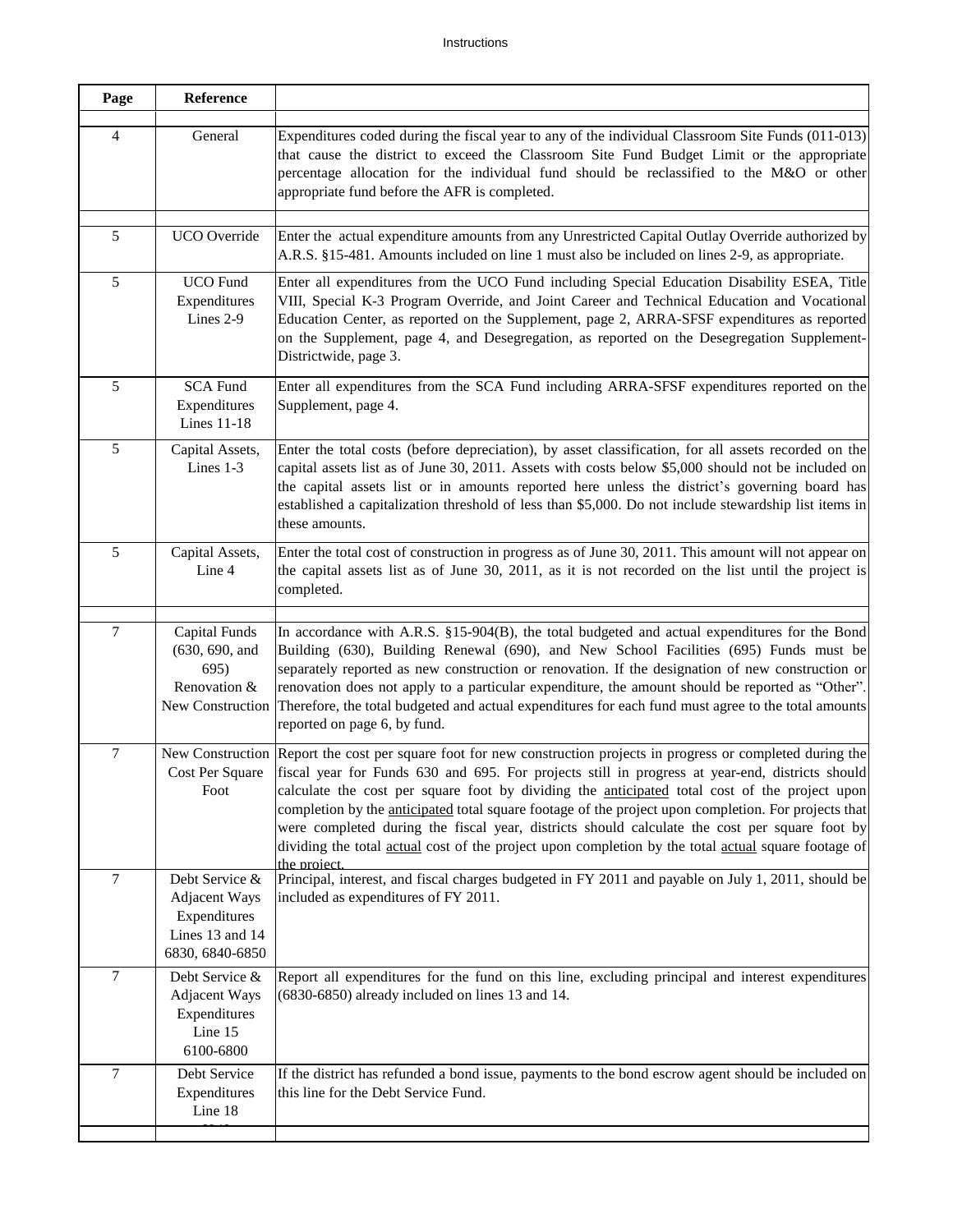| Page | Reference | |
|---|---|---|
| | | |
| 4 | General | Expenditures coded during the fiscal year to any of the individual Classroom Site Funds (011-013) that cause the district to exceed the Classroom Site Fund Budget Limit or the appropriate percentage allocation for the individual fund should be reclassified to the M&O or other appropriate fund before the AFR is completed. |
| | | |
| 5 | UCO Override | Enter the actual expenditure amounts from any Unrestricted Capital Outlay Override authorized by A.R.S. §15-481. Amounts included on line 1 must also be included on lines 2-9, as appropriate. |
| 5 | UCO Fund Expenditures Lines 2-9 | Enter all expenditures from the UCO Fund including Special Education Disability ESEA, Title VIII, Special K-3 Program Override, and Joint Career and Technical Education and Vocational Education Center, as reported on the Supplement, page 2, ARRA-SFSF expenditures as reported on the Supplement, page 4, and Desegregation, as reported on the Desegregation Supplement-Districtwide, page 3. |
| 5 | SCA Fund Expenditures Lines 11-18 | Enter all expenditures from the SCA Fund including ARRA-SFSF expenditures reported on the Supplement, page 4. |
| 5 | Capital Assets, Lines 1-3 | Enter the total costs (before depreciation), by asset classification, for all assets recorded on the capital assets list as of June 30, 2011. Assets with costs below $5,000 should not be included on the capital assets list or in amounts reported here unless the district's governing board has established a capitalization threshold of less than $5,000. Do not include stewardship list items in these amounts. |
| 5 | Capital Assets, Line 4 | Enter the total cost of construction in progress as of June 30, 2011. This amount will not appear on the capital assets list as of June 30, 2011, as it is not recorded on the list until the project is completed. |
| | | |
| 7 | Capital Funds (630, 690, and 695) Renovation & New Construction | In accordance with A.R.S. §15-904(B), the total budgeted and actual expenditures for the Bond Building (630), Building Renewal (690), and New School Facilities (695) Funds must be separately reported as new construction or renovation. If the designation of new construction or renovation does not apply to a particular expenditure, the amount should be reported as "Other". Therefore, the total budgeted and actual expenditures for each fund must agree to the total amounts reported on page 6, by fund. |
| 7 | New Construction Cost Per Square Foot | Report the cost per square foot for new construction projects in progress or completed during the fiscal year for Funds 630 and 695. For projects still in progress at year-end, districts should calculate the cost per square foot by dividing the <u>anticipated</u> total cost of the project upon completion by the <u>anticipated</u> total square footage of the project upon completion. For projects that were completed during the fiscal year, districts should calculate the cost per square foot by dividing the total <u>actual</u> cost of the project upon completion by the total <u>actual</u> square footage of the project. |
| 7 | Debt Service & Adjacent Ways Expenditures Lines 13 and 14 6830, 6840-6850 | Principal, interest, and fiscal charges budgeted in FY 2011 and payable on July 1, 2011, should be included as expenditures of FY 2011. |
| 7 | Debt Service & Adjacent Ways Expenditures Line 15 6100-6800 | Report all expenditures for the fund on this line, excluding principal and interest expenditures (6830-6850) already included on lines 13 and 14. |
| 7 | Debt Service Expenditures Line 18 | If the district has refunded a bond issue, payments to the bond escrow agent should be included on this line for the Debt Service Fund. |
| | | |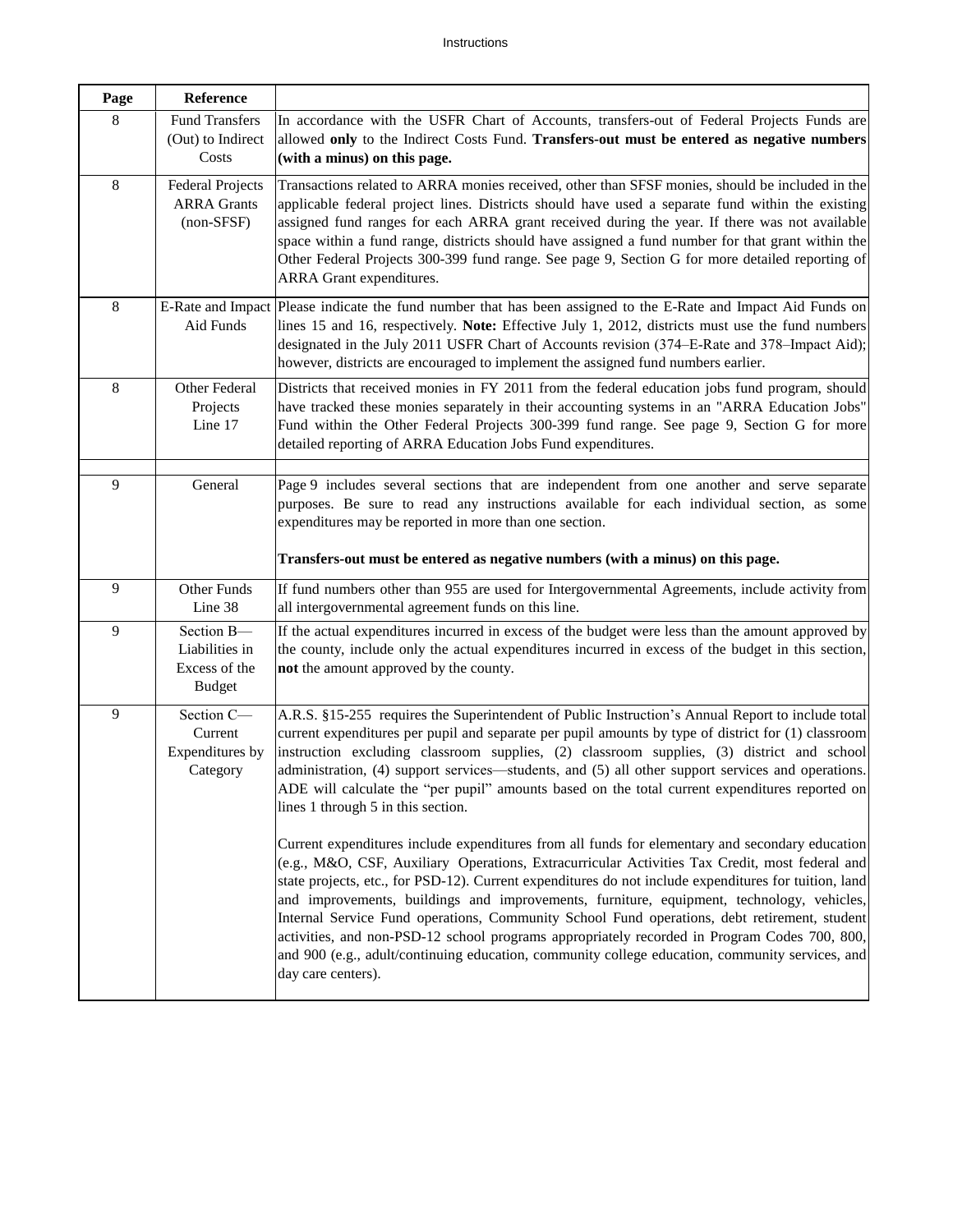| Page | Reference | |
|---|---|---|
| 8 | Fund Transfers (Out) to Indirect Costs | In accordance with the USFR Chart of Accounts, transfers-out of Federal Projects Funds are allowed **only** to the Indirect Costs Fund. **Transfers-out must be entered as negative numbers (with a minus) on this page.** |
| 8 | Federal Projects ARRA Grants (non-SFSF) | Transactions related to ARRA monies received, other than SFSF monies, should be included in the applicable federal project lines. Districts should have used a separate fund within the existing assigned fund ranges for each ARRA grant received during the year. If there was not available space within a fund range, districts should have assigned a fund number for that grant within the Other Federal Projects 300-399 fund range. See page 9, Section G for more detailed reporting of ARRA Grant expenditures. |
| 8 | E-Rate and Impact Aid Funds | Please indicate the fund number that has been assigned to the E-Rate and Impact Aid Funds on lines 15 and 16, respectively. **Note:** Effective July 1, 2012, districts must use the fund numbers designated in the July 2011 USFR Chart of Accounts revision (374–E-Rate and 378–Impact Aid); however, districts are encouraged to implement the assigned fund numbers earlier. |
| 8 | Other Federal Projects Line 17 | Districts that received monies in FY 2011 from the federal education jobs fund program, should have tracked these monies separately in their accounting systems in an "ARRA Education Jobs" Fund within the Other Federal Projects 300-399 fund range. See page 9, Section G for more detailed reporting of ARRA Education Jobs Fund expenditures. |
| | | |
| 9 | General | Page 9 includes several sections that are independent from one another and serve separate purposes. Be sure to read any instructions available for each individual section, as some expenditures may be reported in more than one section.<br><br>**Transfers-out must be entered as negative numbers (with a minus) on this page.** |
| 9 | Other Funds Line 38 | If fund numbers other than 955 are used for Intergovernmental Agreements, include activity from all intergovernmental agreement funds on this line. |
| 9 | Section B—Liabilities in Excess of the Budget | If the actual expenditures incurred in excess of the budget were less than the amount approved by the county, include only the actual expenditures incurred in excess of the budget in this section, **not** the amount approved by the county. |
| 9 | Section C—Current Expenditures by Category | A.R.S. §15-255 requires the Superintendent of Public Instruction's Annual Report to include total current expenditures per pupil and separate per pupil amounts by type of district for (1) classroom instruction excluding classroom supplies, (2) classroom supplies, (3) district and school administration, (4) support services—students, and (5) all other support services and operations. ADE will calculate the "per pupil" amounts based on the total current expenditures reported on lines 1 through 5 in this section.<br><br>Current expenditures include expenditures from all funds for elementary and secondary education (e.g., M&O, CSF, Auxiliary Operations, Extracurricular Activities Tax Credit, most federal and state projects, etc., for PSD-12). Current expenditures do not include expenditures for tuition, land and improvements, buildings and improvements, furniture, equipment, technology, vehicles, Internal Service Fund operations, Community School Fund operations, debt retirement, student activities, and non-PSD-12 school programs appropriately recorded in Program Codes 700, 800, and 900 (e.g., adult/continuing education, community college education, community services, and day care centers). |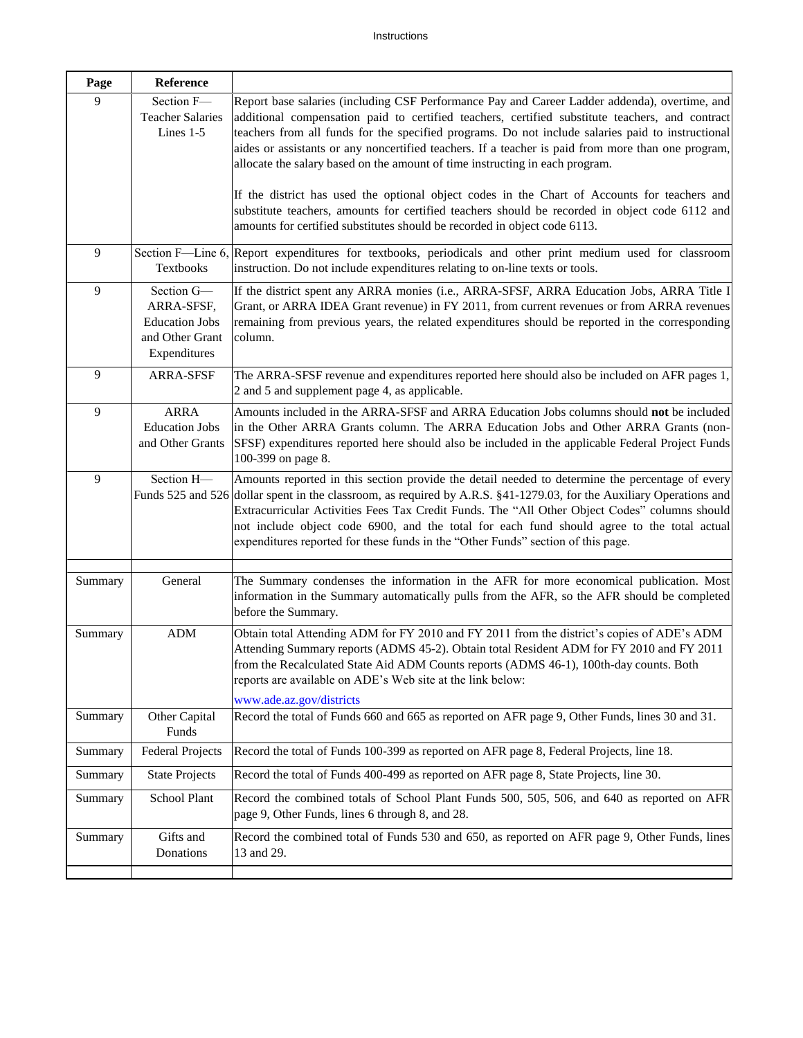| Page | Reference | |
|---|---|---|
| 9 | Section F—Teacher Salaries Lines 1-5 | Report base salaries (including CSF Performance Pay and Career Ladder addenda), overtime, and additional compensation paid to certified teachers, certified substitute teachers, and contract teachers from all funds for the specified programs. Do not include salaries paid to instructional aides or assistants or any noncertified teachers. If a teacher is paid from more than one program, allocate the salary based on the amount of time instructing in each program.<br><br>If the district has used the optional object codes in the Chart of Accounts for teachers and substitute teachers, amounts for certified teachers should be recorded in object code 6112 and amounts for certified substitutes should be recorded in object code 6113. |
| 9 | Section F—Line 6, Textbooks | Report expenditures for textbooks, periodicals and other print medium used for classroom instruction. Do not include expenditures relating to on-line texts or tools. |
| 9 | Section G—ARRA-SFSF, Education Jobs and Other Grant Expenditures | If the district spent any ARRA monies (i.e., ARRA-SFSF, ARRA Education Jobs, ARRA Title I Grant, or ARRA IDEA Grant revenue) in FY 2011, from current revenues or from ARRA revenues remaining from previous years, the related expenditures should be reported in the corresponding column. |
| 9 | ARRA-SFSF | The ARRA-SFSF revenue and expenditures reported here should also be included on AFR pages 1, 2 and 5 and supplement page 4, as applicable. |
| 9 | ARRA Education Jobs and Other Grants | Amounts included in the ARRA-SFSF and ARRA Education Jobs columns should **not** be included in the Other ARRA Grants column. The ARRA Education Jobs and Other ARRA Grants (non-SFSF) expenditures reported here should also be included in the applicable Federal Project Funds 100-399 on page 8. |
| 9 | Section H—Funds 525 and 526 | Amounts reported in this section provide the detail needed to determine the percentage of every dollar spent in the classroom, as required by A.R.S. §41-1279.03, for the Auxiliary Operations and Extracurricular Activities Fees Tax Credit Funds. The "All Other Object Codes" columns should not include object code 6900, and the total for each fund should agree to the total actual expenditures reported for these funds in the "Other Funds" section of this page. |
| | | |
| Summary | General | The Summary condenses the information in the AFR for more economical publication. Most information in the Summary automatically pulls from the AFR, so the AFR should be completed before the Summary. |
| Summary | ADM | Obtain total Attending ADM for FY 2010 and FY 2011 from the district's copies of ADE's ADM Attending Summary reports (ADMS 45-2). Obtain total Resident ADM for FY 2010 and FY 2011 from the Recalculated State Aid ADM Counts reports (ADMS 46-1), 100th-day counts. Both reports are available on ADE's Web site at the link below:<br><br>www.ade.az.gov/districts |
| Summary | Other Capital Funds | Record the total of Funds 660 and 665 as reported on AFR page 9, Other Funds, lines 30 and 31. |
| Summary | Federal Projects | Record the total of Funds 100-399 as reported on AFR page 8, Federal Projects, line 18. |
| Summary | State Projects | Record the total of Funds 400-499 as reported on AFR page 8, State Projects, line 30. |
| Summary | School Plant | Record the combined totals of School Plant Funds 500, 505, 506, and 640 as reported on AFR page 9, Other Funds, lines 6 through 8, and 28. |
| Summary | Gifts and Donations | Record the combined total of Funds 530 and 650, as reported on AFR page 9, Other Funds, lines 13 and 29. |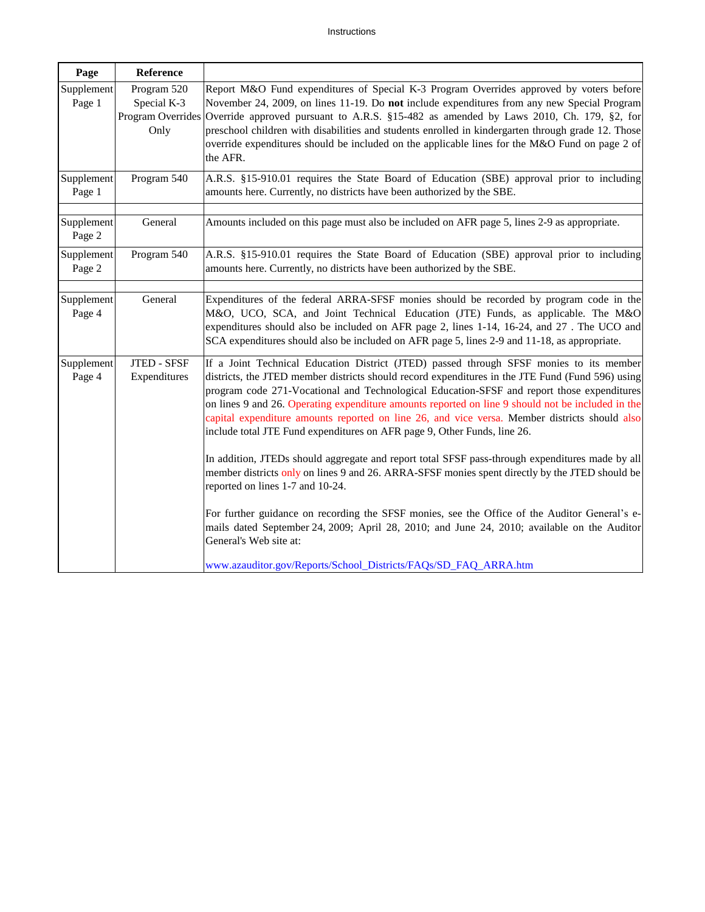| Page | Reference | |
|---|---|---|
| Supplement Page 1 | Program 520 Special K-3 Program Overrides Only | Report M&O Fund expenditures of Special K-3 Program Overrides approved by voters before November 24, 2009, on lines 11-19. Do **not** include expenditures from any new Special Program Override approved pursuant to A.R.S. §15-482 as amended by Laws 2010, Ch. 179, §2, for preschool children with disabilities and students enrolled in kindergarten through grade 12. Those override expenditures should be included on the applicable lines for the M&O Fund on page 2 of the AFR. |
| Supplement Page 1 | Program 540 | A.R.S. §15-910.01 requires the State Board of Education (SBE) approval prior to including amounts here. Currently, no districts have been authorized by the SBE. |
| | | |
| Supplement Page 2 | General | Amounts included on this page must also be included on AFR page 5, lines 2-9 as appropriate. |
| Supplement Page 2 | Program 540 | A.R.S. §15-910.01 requires the State Board of Education (SBE) approval prior to including amounts here. Currently, no districts have been authorized by the SBE. |
| | | |
| Supplement Page 4 | General | Expenditures of the federal ARRA-SFSF monies should be recorded by program code in the M&O, UCO, SCA, and Joint Technical Education (JTE) Funds, as applicable. The M&O expenditures should also be included on AFR page 2, lines 1-14, 16-24, and 27 . The UCO and SCA expenditures should also be included on AFR page 5, lines 2-9 and 11-18, as appropriate. |
| Supplement Page 4 | JTED - SFSF Expenditures | If a Joint Technical Education District (JTED) passed through SFSF monies to its member districts, the JTED member districts should record expenditures in the JTE Fund (Fund 596) using program code 271-Vocational and Technological Education-SFSF and report those expenditures on lines 9 and 26. Operating expenditure amounts reported on line 9 should not be included in the capital expenditure amounts reported on line 26, and vice versa. Member districts should also include total JTE Fund expenditures on AFR page 9, Other Funds, line 26.<br><br>In addition, JTEDs should aggregate and report total SFSF pass-through expenditures made by all member districts only on lines 9 and 26. ARRA-SFSF monies spent directly by the JTED should be reported on lines 1-7 and 10-24.<br><br>For further guidance on recording the SFSF monies, see the Office of the Auditor General's e-mails dated September 24, 2009; April 28, 2010; and June 24, 2010; available on the Auditor General's Web site at:<br><br>www.azauditor.gov/Reports/School_Districts/FAQs/SD_FAQ_ARRA.htm |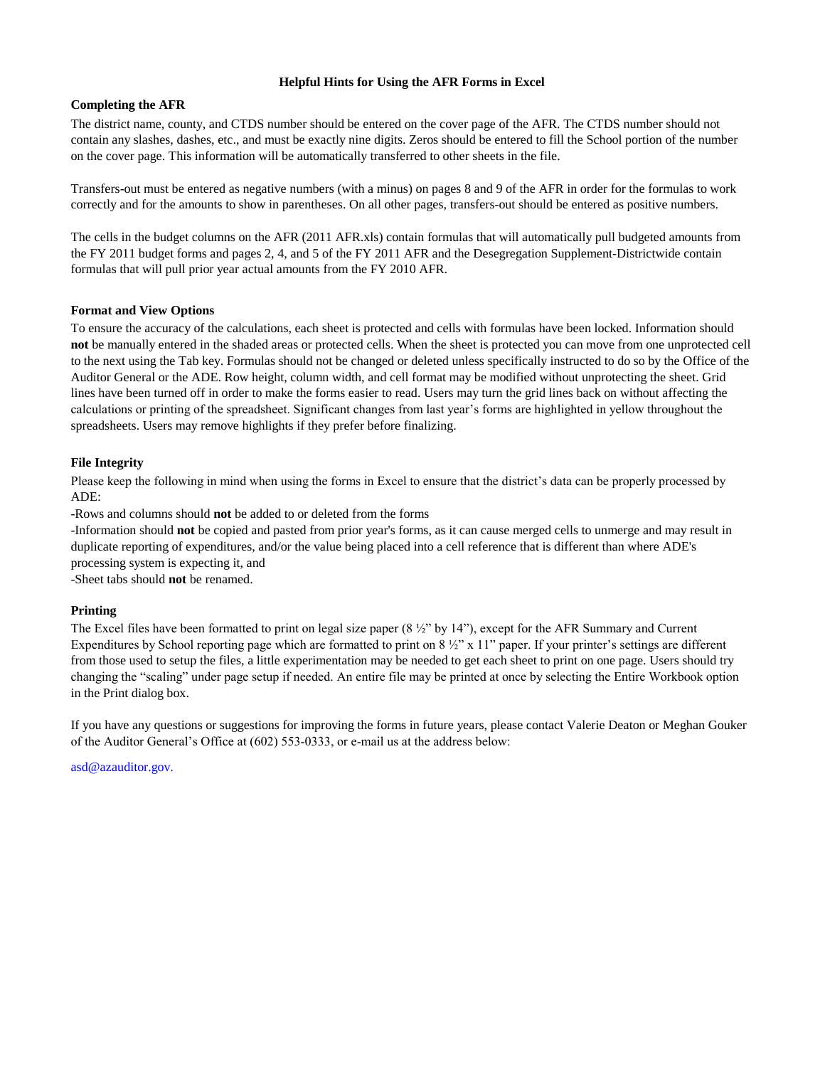# Helpful Hints for Using the AFR Forms in Excel

## Completing the AFR

The district name, county, and CTDS number should be entered on the cover page of the AFR. The CTDS number should not contain any slashes, dashes, etc., and must be exactly nine digits. Zeros should be entered to fill the School portion of the number on the cover page. This information will be automatically transferred to other sheets in the file.

Transfers-out must be entered as negative numbers (with a minus) on pages 8 and 9 of the AFR in order for the formulas to work correctly and for the amounts to show in parentheses. On all other pages, transfers-out should be entered as positive numbers.

The cells in the budget columns on the AFR (2011 AFR.xls) contain formulas that will automatically pull budgeted amounts from the FY 2011 budget forms and pages 2, 4, and 5 of the FY 2011 AFR and the Desegregation Supplement-Districtwide contain formulas that will pull prior year actual amounts from the FY 2010 AFR.

## Format and View Options

To ensure the accuracy of the calculations, each sheet is protected and cells with formulas have been locked. Information should **not** be manually entered in the shaded areas or protected cells. When the sheet is protected you can move from one unprotected cell to the next using the Tab key. Formulas should not be changed or deleted unless specifically instructed to do so by the Office of the Auditor General or the ADE. Row height, column width, and cell format may be modified without unprotecting the sheet. Grid lines have been turned off in order to make the forms easier to read. Users may turn the grid lines back on without affecting the calculations or printing of the spreadsheet. Significant changes from last year's forms are highlighted in yellow throughout the spreadsheets. Users may remove highlights if they prefer before finalizing.

## File Integrity

Please keep the following in mind when using the forms in Excel to ensure that the district's data can be properly processed by ADE:

-Rows and columns should **not** be added to or deleted from the forms

-Information should **not** be copied and pasted from prior year's forms, as it can cause merged cells to unmerge and may result in duplicate reporting of expenditures, and/or the value being placed into a cell reference that is different than where ADE's processing system is expecting it, and

-Sheet tabs should **not** be renamed.

## Printing

The Excel files have been formatted to print on legal size paper (8 ½" by 14"), except for the AFR Summary and Current Expenditures by School reporting page which are formatted to print on 8 ½" x 11" paper. If your printer's settings are different from those used to setup the files, a little experimentation may be needed to get each sheet to print on one page. Users should try changing the "scaling" under page setup if needed. An entire file may be printed at once by selecting the Entire Workbook option in the Print dialog box.

If you have any questions or suggestions for improving the forms in future years, please contact Valerie Deaton or Meghan Gouker of the Auditor General's Office at (602) 553-0333, or e-mail us at the address below:

asd@azauditor.gov.